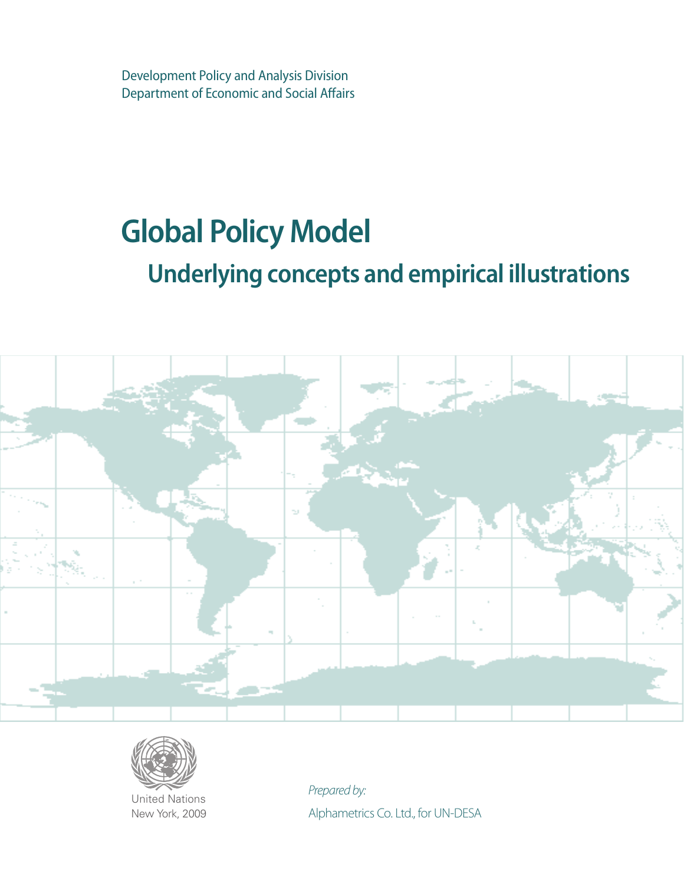Development Policy and Analysis Division
Department of Economic and Social Affairs

# Global Policy Model

## Underlying concepts and empirical illustrations

United Nations
New York, 2009

*Prepared by:*

Alphametrics Co. Ltd., for UN-DESA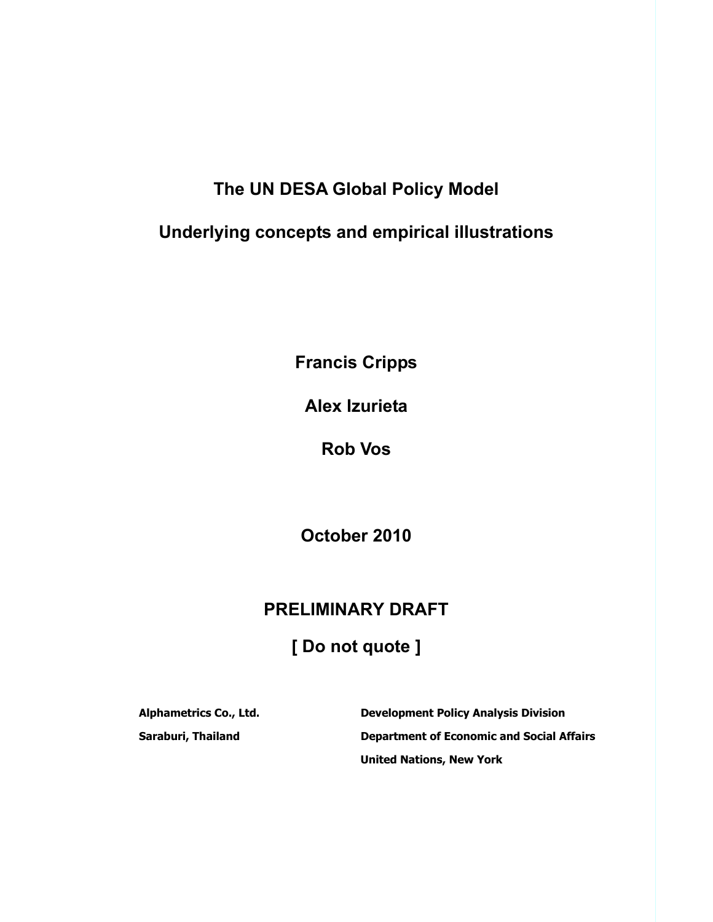# The UN DESA Global Policy Model

## Underlying concepts and empirical illustrations

**Francis Cripps**

**Alex Izurieta**

**Rob Vos**

**October 2010**

## PRELIMINARY DRAFT

## [ Do not quote ]

**Alphametrics Co., Ltd.**
**Saraburi, Thailand**

**Development Policy Analysis Division**
**Department of Economic and Social Affairs**
**United Nations, New York**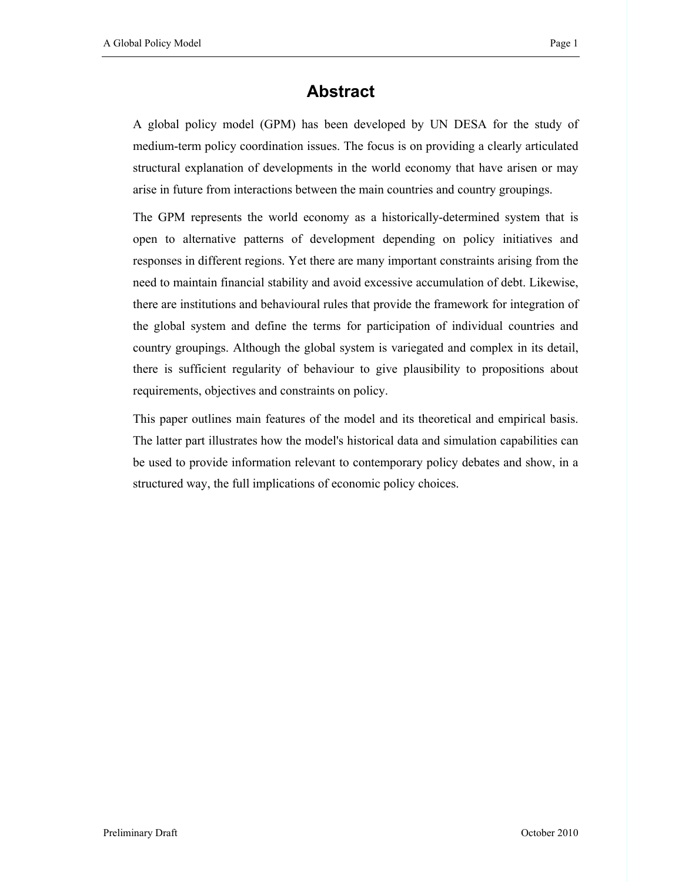# Abstract

A global policy model (GPM) has been developed by UN DESA for the study of medium-term policy coordination issues. The focus is on providing a clearly articulated structural explanation of developments in the world economy that have arisen or may arise in future from interactions between the main countries and country groupings.

The GPM represents the world economy as a historically-determined system that is open to alternative patterns of development depending on policy initiatives and responses in different regions. Yet there are many important constraints arising from the need to maintain financial stability and avoid excessive accumulation of debt. Likewise, there are institutions and behavioural rules that provide the framework for integration of the global system and define the terms for participation of individual countries and country groupings. Although the global system is variegated and complex in its detail, there is sufficient regularity of behaviour to give plausibility to propositions about requirements, objectives and constraints on policy.

This paper outlines main features of the model and its theoretical and empirical basis. The latter part illustrates how the model's historical data and simulation capabilities can be used to provide information relevant to contemporary policy debates and show, in a structured way, the full implications of economic policy choices.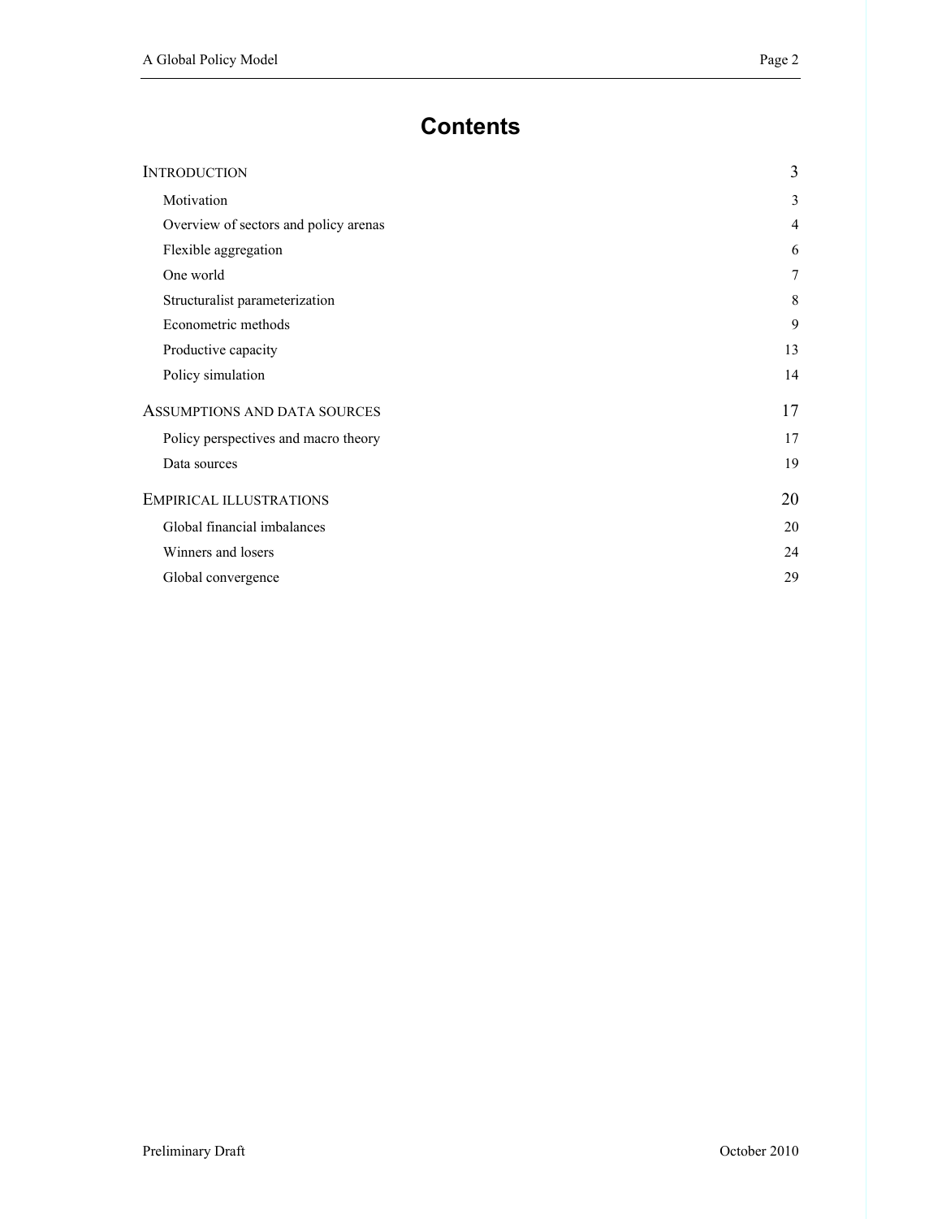# Contents

| | |
|---|---|
| INTRODUCTION | 3 |
| Motivation | 3 |
| Overview of sectors and policy arenas | 4 |
| Flexible aggregation | 6 |
| One world | 7 |
| Structuralist parameterization | 8 |
| Econometric methods | 9 |
| Productive capacity | 13 |
| Policy simulation | 14 |
| ASSUMPTIONS AND DATA SOURCES | 17 |
| Policy perspectives and macro theory | 17 |
| Data sources | 19 |
| EMPIRICAL ILLUSTRATIONS | 20 |
| Global financial imbalances | 20 |
| Winners and losers | 24 |
| Global convergence | 29 |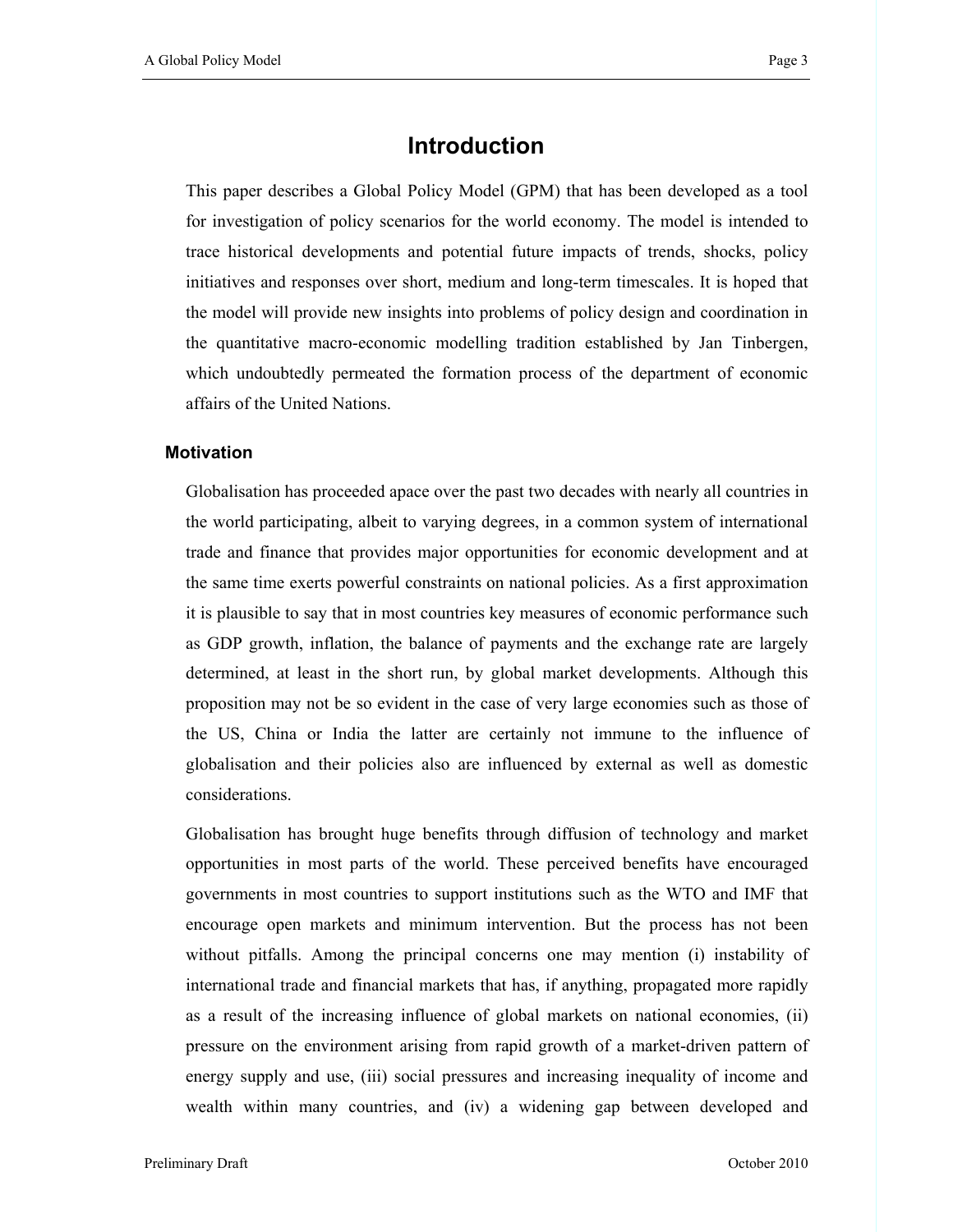# Introduction

This paper describes a Global Policy Model (GPM) that has been developed as a tool for investigation of policy scenarios for the world economy. The model is intended to trace historical developments and potential future impacts of trends, shocks, policy initiatives and responses over short, medium and long-term timescales. It is hoped that the model will provide new insights into problems of policy design and coordination in the quantitative macro-economic modelling tradition established by Jan Tinbergen, which undoubtedly permeated the formation process of the department of economic affairs of the United Nations.

## Motivation

Globalisation has proceeded apace over the past two decades with nearly all countries in the world participating, albeit to varying degrees, in a common system of international trade and finance that provides major opportunities for economic development and at the same time exerts powerful constraints on national policies. As a first approximation it is plausible to say that in most countries key measures of economic performance such as GDP growth, inflation, the balance of payments and the exchange rate are largely determined, at least in the short run, by global market developments. Although this proposition may not be so evident in the case of very large economies such as those of the US, China or India the latter are certainly not immune to the influence of globalisation and their policies also are influenced by external as well as domestic considerations.

Globalisation has brought huge benefits through diffusion of technology and market opportunities in most parts of the world. These perceived benefits have encouraged governments in most countries to support institutions such as the WTO and IMF that encourage open markets and minimum intervention. But the process has not been without pitfalls. Among the principal concerns one may mention (i) instability of international trade and financial markets that has, if anything, propagated more rapidly as a result of the increasing influence of global markets on national economies, (ii) pressure on the environment arising from rapid growth of a market-driven pattern of energy supply and use, (iii) social pressures and increasing inequality of income and wealth within many countries, and (iv) a widening gap between developed and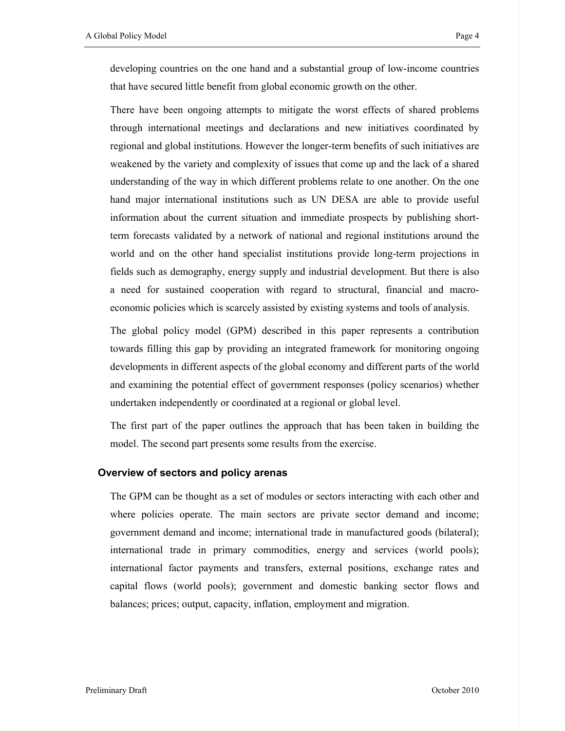developing countries on the one hand and a substantial group of low-income countries that have secured little benefit from global economic growth on the other.

There have been ongoing attempts to mitigate the worst effects of shared problems through international meetings and declarations and new initiatives coordinated by regional and global institutions. However the longer-term benefits of such initiatives are weakened by the variety and complexity of issues that come up and the lack of a shared understanding of the way in which different problems relate to one another. On the one hand major international institutions such as UN DESA are able to provide useful information about the current situation and immediate prospects by publishing short-term forecasts validated by a network of national and regional institutions around the world and on the other hand specialist institutions provide long-term projections in fields such as demography, energy supply and industrial development. But there is also a need for sustained cooperation with regard to structural, financial and macro-economic policies which is scarcely assisted by existing systems and tools of analysis.

The global policy model (GPM) described in this paper represents a contribution towards filling this gap by providing an integrated framework for monitoring ongoing developments in different aspects of the global economy and different parts of the world and examining the potential effect of government responses (policy scenarios) whether undertaken independently or coordinated at a regional or global level.

The first part of the paper outlines the approach that has been taken in building the model. The second part presents some results from the exercise.

## Overview of sectors and policy arenas

The GPM can be thought as a set of modules or sectors interacting with each other and where policies operate. The main sectors are private sector demand and income; government demand and income; international trade in manufactured goods (bilateral); international trade in primary commodities, energy and services (world pools); international factor payments and transfers, external positions, exchange rates and capital flows (world pools); government and domestic banking sector flows and balances; prices; output, capacity, inflation, employment and migration.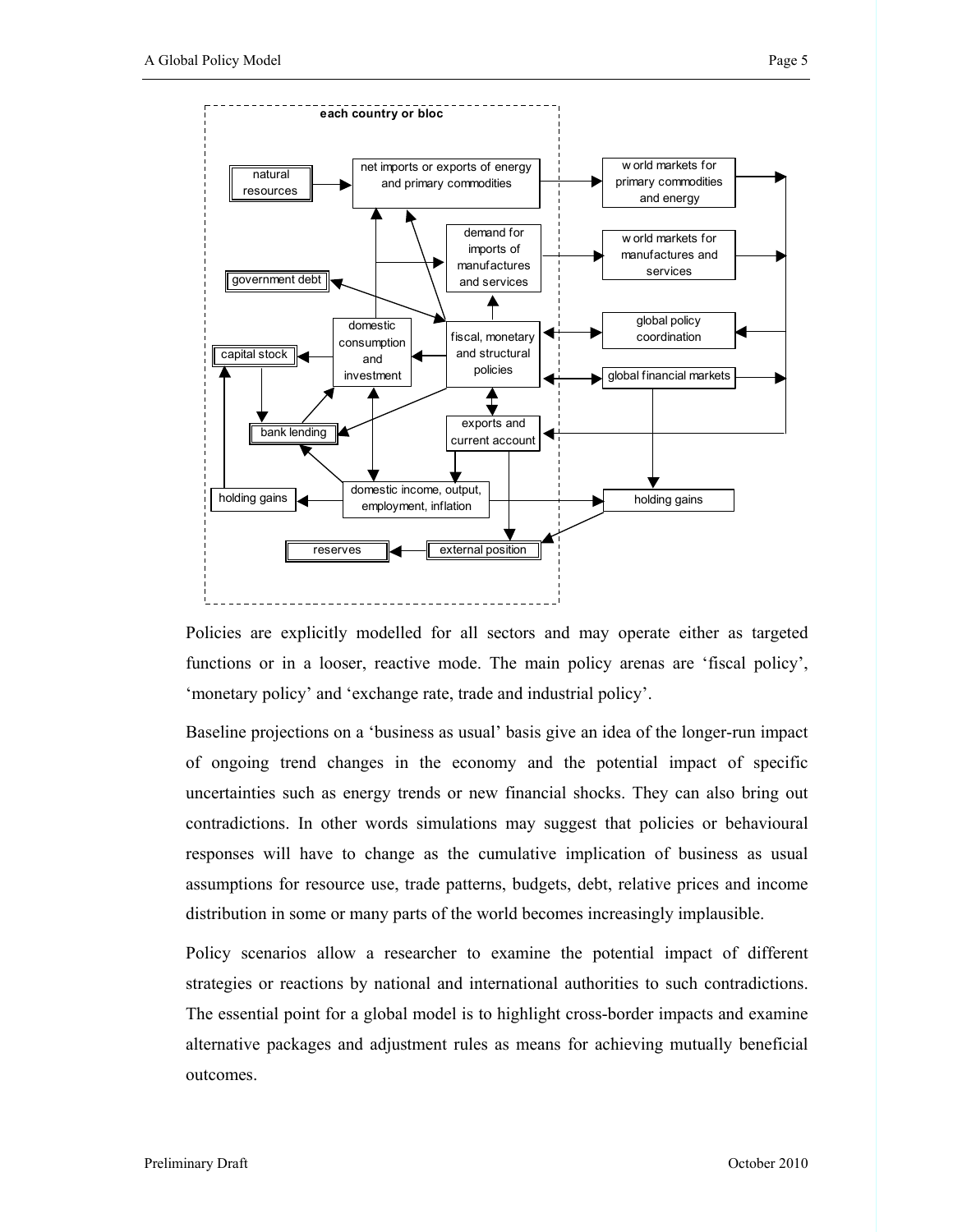Policies are explicitly modelled for all sectors and may operate either as targeted functions or in a looser, reactive mode. The main policy arenas are 'fiscal policy', 'monetary policy' and 'exchange rate, trade and industrial policy'.

Baseline projections on a 'business as usual' basis give an idea of the longer-run impact of ongoing trend changes in the economy and the potential impact of specific uncertainties such as energy trends or new financial shocks. They can also bring out contradictions. In other words simulations may suggest that policies or behavioural responses will have to change as the cumulative implication of business as usual assumptions for resource use, trade patterns, budgets, debt, relative prices and income distribution in some or many parts of the world becomes increasingly implausible.

Policy scenarios allow a researcher to examine the potential impact of different strategies or reactions by national and international authorities to such contradictions. The essential point for a global model is to highlight cross-border impacts and examine alternative packages and adjustment rules as means for achieving mutually beneficial outcomes.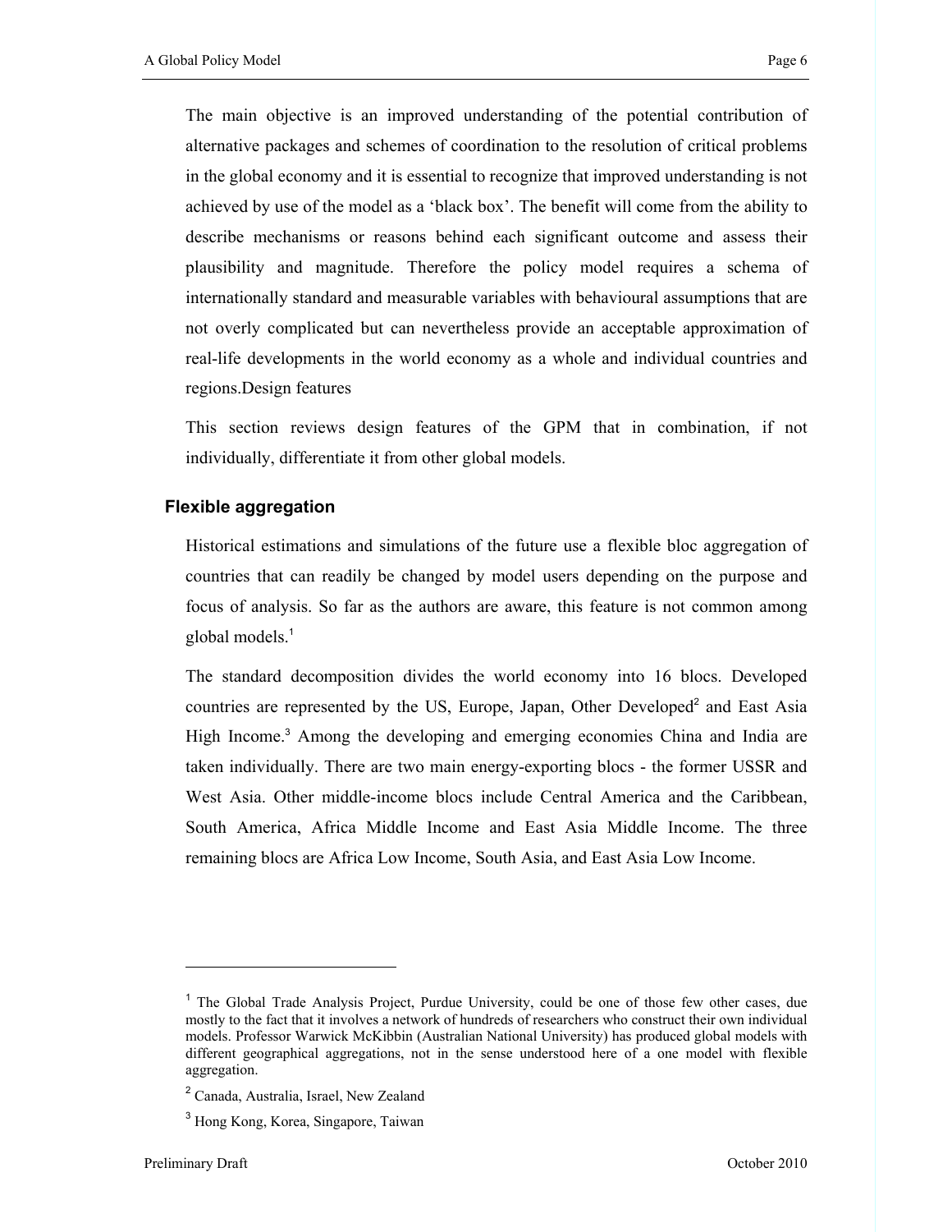The main objective is an improved understanding of the potential contribution of alternative packages and schemes of coordination to the resolution of critical problems in the global economy and it is essential to recognize that improved understanding is not achieved by use of the model as a 'black box'. The benefit will come from the ability to describe mechanisms or reasons behind each significant outcome and assess their plausibility and magnitude. Therefore the policy model requires a schema of internationally standard and measurable variables with behavioural assumptions that are not overly complicated but can nevertheless provide an acceptable approximation of real-life developments in the world economy as a whole and individual countries and regions.Design features

This section reviews design features of the GPM that in combination, if not individually, differentiate it from other global models.

### Flexible aggregation

Historical estimations and simulations of the future use a flexible bloc aggregation of countries that can readily be changed by model users depending on the purpose and focus of analysis. So far as the authors are aware, this feature is not common among global models.[1]

The standard decomposition divides the world economy into 16 blocs. Developed countries are represented by the US, Europe, Japan, Other Developed[2] and East Asia High Income.[3] Among the developing and emerging economies China and India are taken individually. There are two main energy-exporting blocs - the former USSR and West Asia. Other middle-income blocs include Central America and the Caribbean, South America, Africa Middle Income and East Asia Middle Income. The three remaining blocs are Africa Low Income, South Asia, and East Asia Low Income.

---

[1] The Global Trade Analysis Project, Purdue University, could be one of those few other cases, due mostly to the fact that it involves a network of hundreds of researchers who construct their own individual models. Professor Warwick McKibbin (Australian National University) has produced global models with different geographical aggregations, not in the sense understood here of a one model with flexible aggregation.

[2] Canada, Australia, Israel, New Zealand

[3] Hong Kong, Korea, Singapore, Taiwan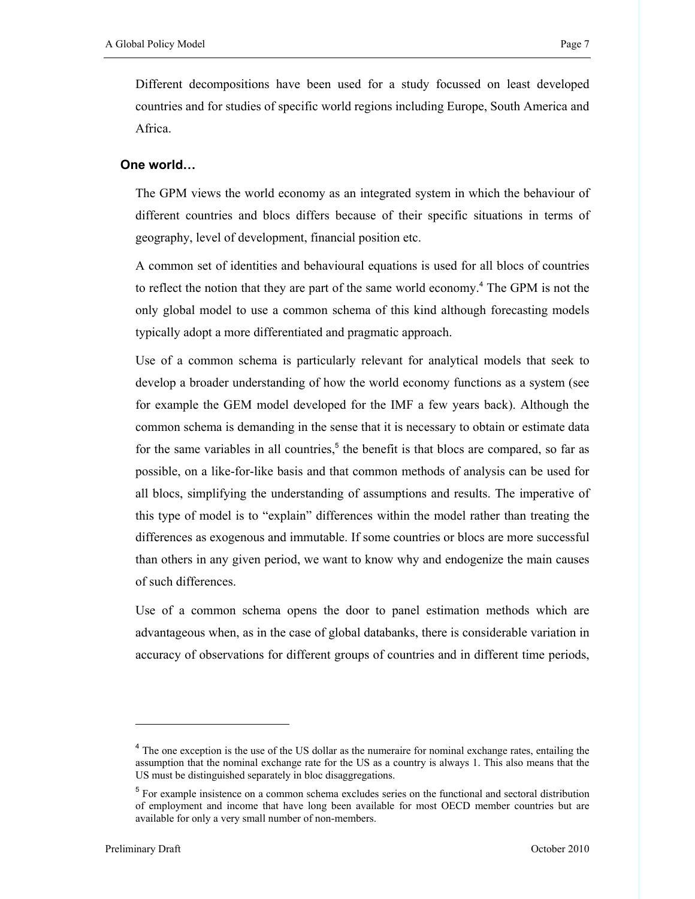Different decompositions have been used for a study focussed on least developed countries and for studies of specific world regions including Europe, South America and Africa.

### One world…

The GPM views the world economy as an integrated system in which the behaviour of different countries and blocs differs because of their specific situations in terms of geography, level of development, financial position etc.

A common set of identities and behavioural equations is used for all blocs of countries to reflect the notion that they are part of the same world economy.[4] The GPM is not the only global model to use a common schema of this kind although forecasting models typically adopt a more differentiated and pragmatic approach.

Use of a common schema is particularly relevant for analytical models that seek to develop a broader understanding of how the world economy functions as a system (see for example the GEM model developed for the IMF a few years back). Although the common schema is demanding in the sense that it is necessary to obtain or estimate data for the same variables in all countries,[5] the benefit is that blocs are compared, so far as possible, on a like-for-like basis and that common methods of analysis can be used for all blocs, simplifying the understanding of assumptions and results. The imperative of this type of model is to "explain" differences within the model rather than treating the differences as exogenous and immutable. If some countries or blocs are more successful than others in any given period, we want to know why and endogenize the main causes of such differences.

Use of a common schema opens the door to panel estimation methods which are advantageous when, as in the case of global databanks, there is considerable variation in accuracy of observations for different groups of countries and in different time periods,

---

[4] The one exception is the use of the US dollar as the numeraire for nominal exchange rates, entailing the assumption that the nominal exchange rate for the US as a country is always 1. This also means that the US must be distinguished separately in bloc disaggregations.

[5] For example insistence on a common schema excludes series on the functional and sectoral distribution of employment and income that have long been available for most OECD member countries but are available for only a very small number of non-members.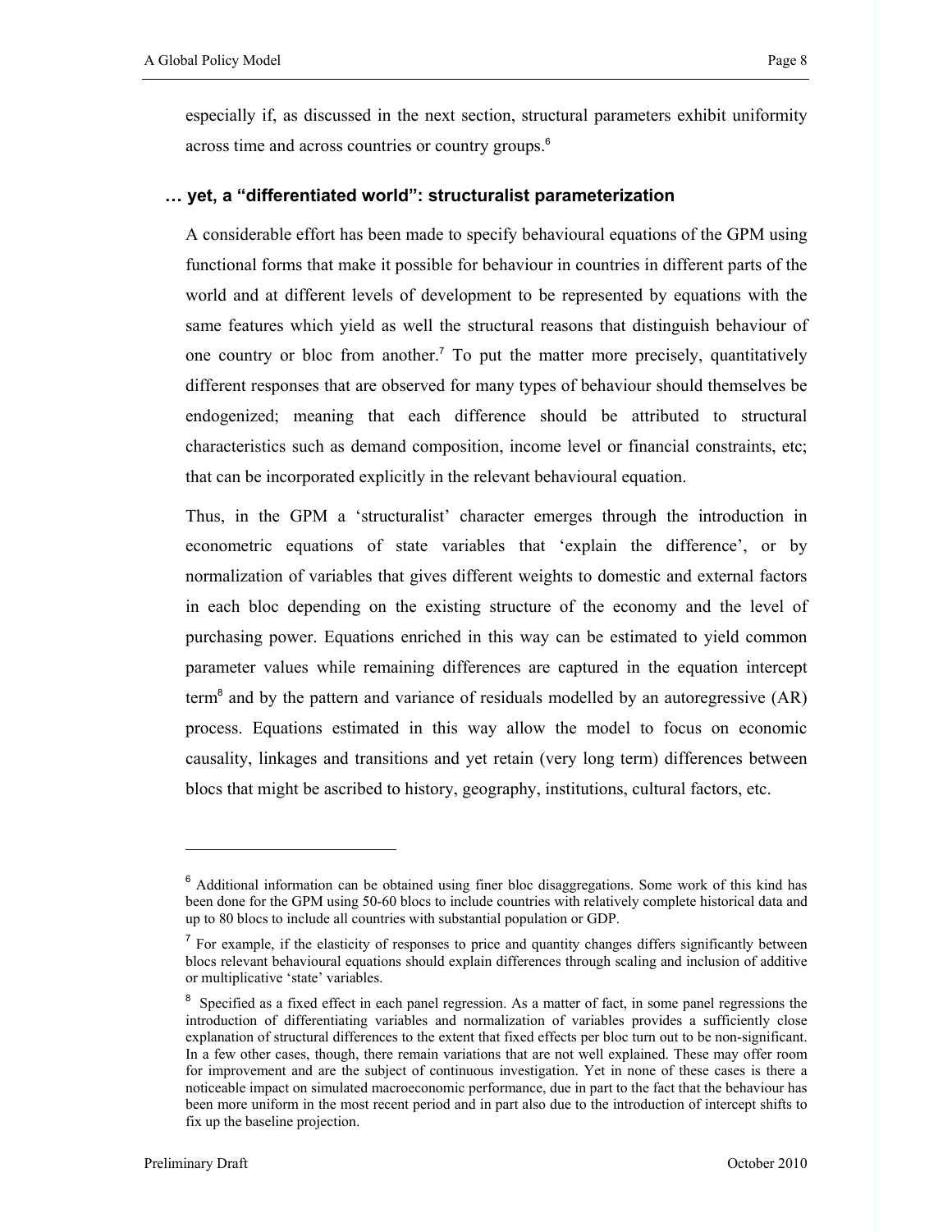especially if, as discussed in the next section, structural parameters exhibit uniformity across time and across countries or country groups.[6]

## … yet, a "differentiated world": structuralist parameterization

A considerable effort has been made to specify behavioural equations of the GPM using functional forms that make it possible for behaviour in countries in different parts of the world and at different levels of development to be represented by equations with the same features which yield as well the structural reasons that distinguish behaviour of one country or bloc from another.[7] To put the matter more precisely, quantitatively different responses that are observed for many types of behaviour should themselves be endogenized; meaning that each difference should be attributed to structural characteristics such as demand composition, income level or financial constraints, etc; that can be incorporated explicitly in the relevant behavioural equation.

Thus, in the GPM a 'structuralist' character emerges through the introduction in econometric equations of state variables that 'explain the difference', or by normalization of variables that gives different weights to domestic and external factors in each bloc depending on the existing structure of the economy and the level of purchasing power. Equations enriched in this way can be estimated to yield common parameter values while remaining differences are captured in the equation intercept term[8] and by the pattern and variance of residuals modelled by an autoregressive (AR) process. Equations estimated in this way allow the model to focus on economic causality, linkages and transitions and yet retain (very long term) differences between blocs that might be ascribed to history, geography, institutions, cultural factors, etc.

---

[6] Additional information can be obtained using finer bloc disaggregations. Some work of this kind has been done for the GPM using 50-60 blocs to include countries with relatively complete historical data and up to 80 blocs to include all countries with substantial population or GDP.

[7] For example, if the elasticity of responses to price and quantity changes differs significantly between blocs relevant behavioural equations should explain differences through scaling and inclusion of additive or multiplicative 'state' variables.

[8] Specified as a fixed effect in each panel regression. As a matter of fact, in some panel regressions the introduction of differentiating variables and normalization of variables provides a sufficiently close explanation of structural differences to the extent that fixed effects per bloc turn out to be non-significant. In a few other cases, though, there remain variations that are not well explained. These may offer room for improvement and are the subject of continuous investigation. Yet in none of these cases is there a noticeable impact on simulated macroeconomic performance, due in part to the fact that the behaviour has been more uniform in the most recent period and in part also due to the introduction of intercept shifts to fix up the baseline projection.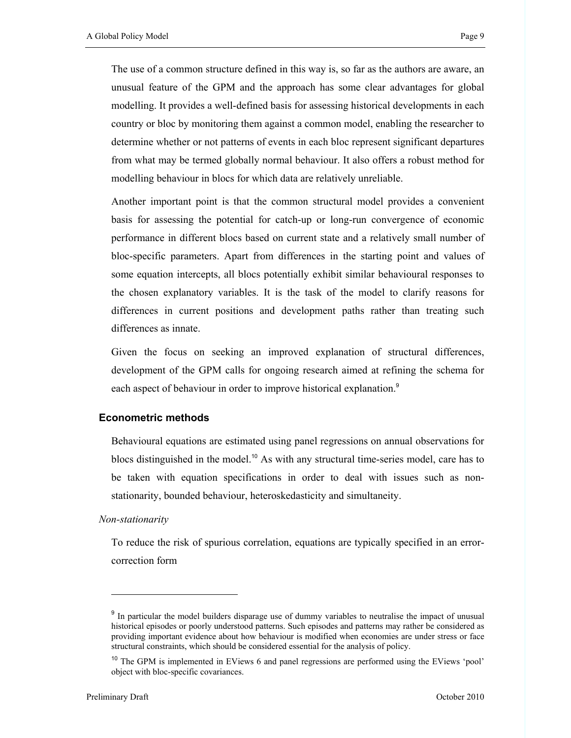The use of a common structure defined in this way is, so far as the authors are aware, an unusual feature of the GPM and the approach has some clear advantages for global modelling. It provides a well-defined basis for assessing historical developments in each country or bloc by monitoring them against a common model, enabling the researcher to determine whether or not patterns of events in each bloc represent significant departures from what may be termed globally normal behaviour. It also offers a robust method for modelling behaviour in blocs for which data are relatively unreliable.

Another important point is that the common structural model provides a convenient basis for assessing the potential for catch-up or long-run convergence of economic performance in different blocs based on current state and a relatively small number of bloc-specific parameters. Apart from differences in the starting point and values of some equation intercepts, all blocs potentially exhibit similar behavioural responses to the chosen explanatory variables. It is the task of the model to clarify reasons for differences in current positions and development paths rather than treating such differences as innate.

Given the focus on seeking an improved explanation of structural differences, development of the GPM calls for ongoing research aimed at refining the schema for each aspect of behaviour in order to improve historical explanation.[9]

## Econometric methods

Behavioural equations are estimated using panel regressions on annual observations for blocs distinguished in the model.[10] As with any structural time-series model, care has to be taken with equation specifications in order to deal with issues such as non-stationarity, bounded behaviour, heteroskedasticity and simultaneity.

*Non-stationarity*

To reduce the risk of spurious correlation, equations are typically specified in an error-correction form

---

[9] In particular the model builders disparage use of dummy variables to neutralise the impact of unusual historical episodes or poorly understood patterns. Such episodes and patterns may rather be considered as providing important evidence about how behaviour is modified when economies are under stress or face structural constraints, which should be considered essential for the analysis of policy.

[10] The GPM is implemented in EViews 6 and panel regressions are performed using the EViews 'pool' object with bloc-specific covariances.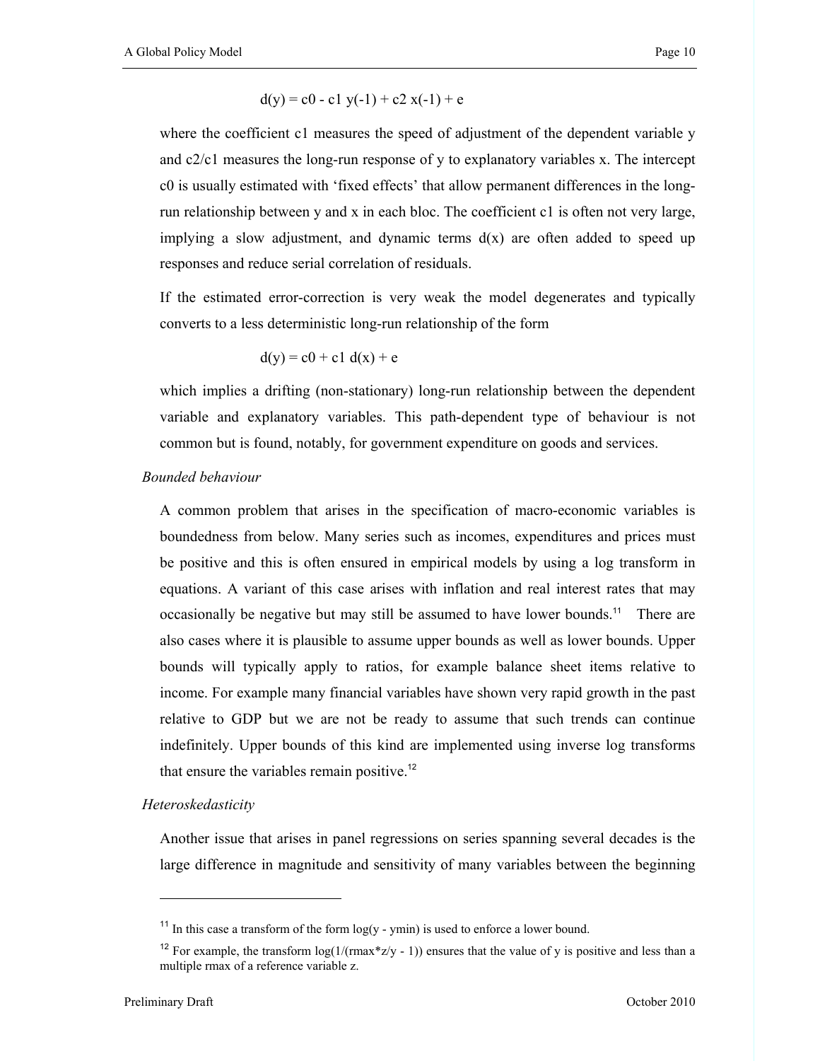$$d(y) = c0 - c1\ y(-1) + c2\ x(-1) + e$$

where the coefficient c1 measures the speed of adjustment of the dependent variable y and c2/c1 measures the long-run response of y to explanatory variables x. The intercept c0 is usually estimated with 'fixed effects' that allow permanent differences in the long-run relationship between y and x in each bloc. The coefficient c1 is often not very large, implying a slow adjustment, and dynamic terms d(x) are often added to speed up responses and reduce serial correlation of residuals.

If the estimated error-correction is very weak the model degenerates and typically converts to a less deterministic long-run relationship of the form

$$d(y) = c0 + c1\ d(x) + e$$

which implies a drifting (non-stationary) long-run relationship between the dependent variable and explanatory variables. This path-dependent type of behaviour is not common but is found, notably, for government expenditure on goods and services.

*Bounded behaviour*

A common problem that arises in the specification of macro-economic variables is boundedness from below. Many series such as incomes, expenditures and prices must be positive and this is often ensured in empirical models by using a log transform in equations. A variant of this case arises with inflation and real interest rates that may occasionally be negative but may still be assumed to have lower bounds.[11] There are also cases where it is plausible to assume upper bounds as well as lower bounds. Upper bounds will typically apply to ratios, for example balance sheet items relative to income. For example many financial variables have shown very rapid growth in the past relative to GDP but we are not be ready to assume that such trends can continue indefinitely. Upper bounds of this kind are implemented using inverse log transforms that ensure the variables remain positive.[12]

*Heteroskedasticity*

Another issue that arises in panel regressions on series spanning several decades is the large difference in magnitude and sensitivity of many variables between the beginning

---

[11] In this case a transform of the form log(y - ymin) is used to enforce a lower bound.

[12] For example, the transform log(1/(rmax*z/y - 1)) ensures that the value of y is positive and less than a multiple rmax of a reference variable z.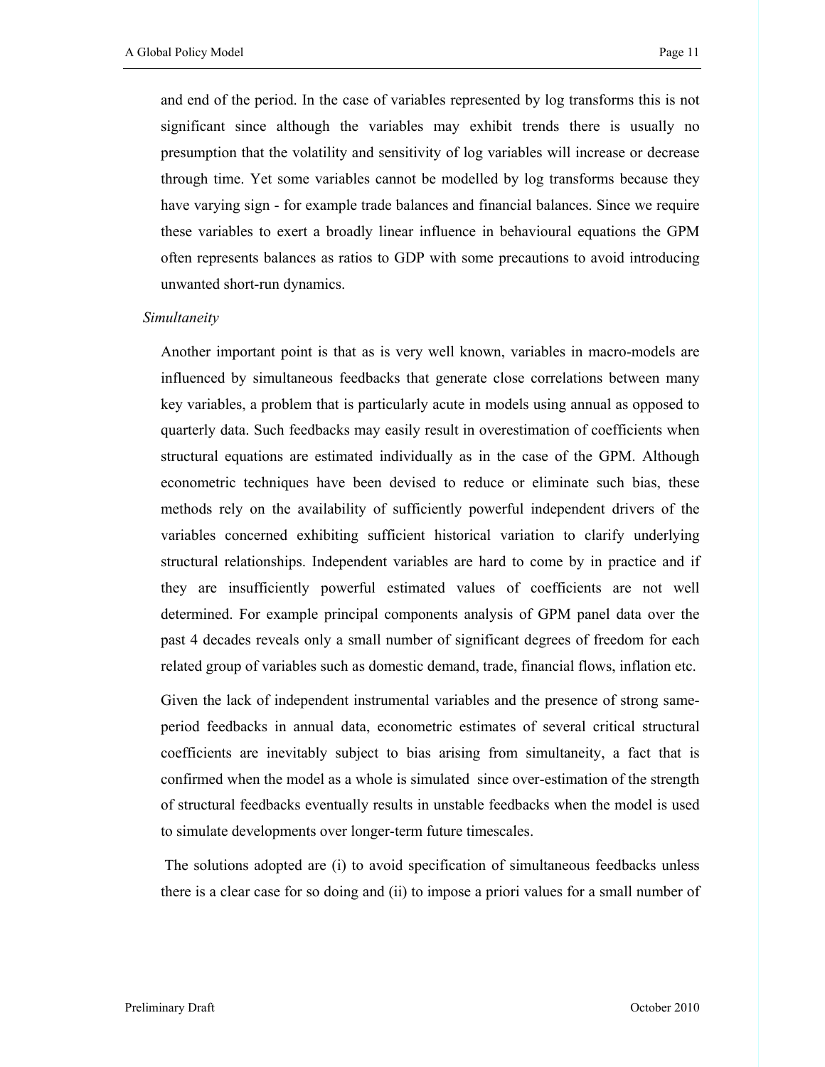and end of the period. In the case of variables represented by log transforms this is not significant since although the variables may exhibit trends there is usually no presumption that the volatility and sensitivity of log variables will increase or decrease through time. Yet some variables cannot be modelled by log transforms because they have varying sign - for example trade balances and financial balances. Since we require these variables to exert a broadly linear influence in behavioural equations the GPM often represents balances as ratios to GDP with some precautions to avoid introducing unwanted short-run dynamics.

*Simultaneity*

Another important point is that as is very well known, variables in macro-models are influenced by simultaneous feedbacks that generate close correlations between many key variables, a problem that is particularly acute in models using annual as opposed to quarterly data. Such feedbacks may easily result in overestimation of coefficients when structural equations are estimated individually as in the case of the GPM. Although econometric techniques have been devised to reduce or eliminate such bias, these methods rely on the availability of sufficiently powerful independent drivers of the variables concerned exhibiting sufficient historical variation to clarify underlying structural relationships. Independent variables are hard to come by in practice and if they are insufficiently powerful estimated values of coefficients are not well determined. For example principal components analysis of GPM panel data over the past 4 decades reveals only a small number of significant degrees of freedom for each related group of variables such as domestic demand, trade, financial flows, inflation etc.

Given the lack of independent instrumental variables and the presence of strong same-period feedbacks in annual data, econometric estimates of several critical structural coefficients are inevitably subject to bias arising from simultaneity, a fact that is confirmed when the model as a whole is simulated since over-estimation of the strength of structural feedbacks eventually results in unstable feedbacks when the model is used to simulate developments over longer-term future timescales.

The solutions adopted are (i) to avoid specification of simultaneous feedbacks unless there is a clear case for so doing and (ii) to impose a priori values for a small number of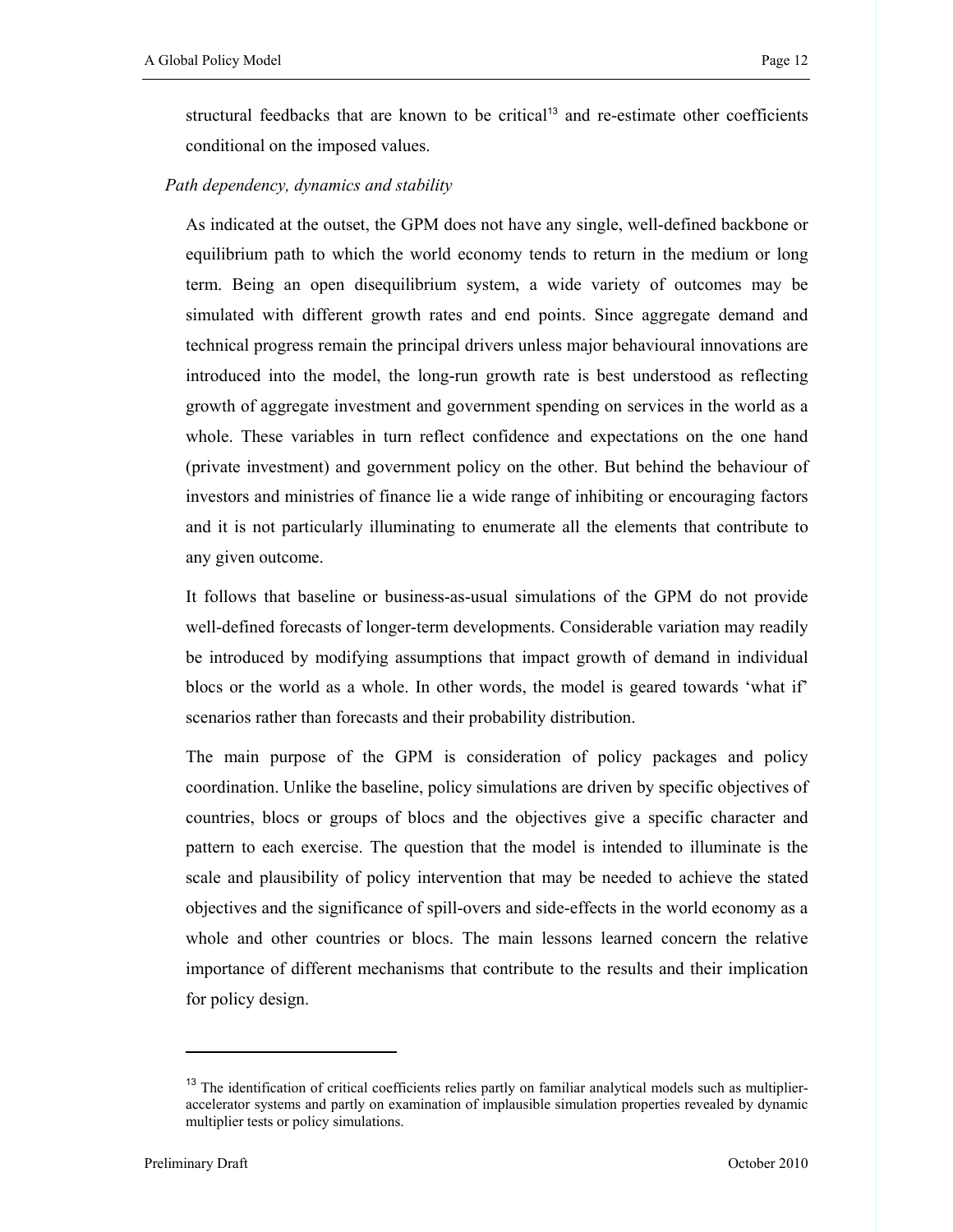structural feedbacks that are known to be critical[13] and re-estimate other coefficients conditional on the imposed values.

*Path dependency, dynamics and stability*

As indicated at the outset, the GPM does not have any single, well-defined backbone or equilibrium path to which the world economy tends to return in the medium or long term. Being an open disequilibrium system, a wide variety of outcomes may be simulated with different growth rates and end points. Since aggregate demand and technical progress remain the principal drivers unless major behavioural innovations are introduced into the model, the long-run growth rate is best understood as reflecting growth of aggregate investment and government spending on services in the world as a whole. These variables in turn reflect confidence and expectations on the one hand (private investment) and government policy on the other. But behind the behaviour of investors and ministries of finance lie a wide range of inhibiting or encouraging factors and it is not particularly illuminating to enumerate all the elements that contribute to any given outcome.

It follows that baseline or business-as-usual simulations of the GPM do not provide well-defined forecasts of longer-term developments. Considerable variation may readily be introduced by modifying assumptions that impact growth of demand in individual blocs or the world as a whole. In other words, the model is geared towards 'what if' scenarios rather than forecasts and their probability distribution.

The main purpose of the GPM is consideration of policy packages and policy coordination. Unlike the baseline, policy simulations are driven by specific objectives of countries, blocs or groups of blocs and the objectives give a specific character and pattern to each exercise. The question that the model is intended to illuminate is the scale and plausibility of policy intervention that may be needed to achieve the stated objectives and the significance of spill-overs and side-effects in the world economy as a whole and other countries or blocs. The main lessons learned concern the relative importance of different mechanisms that contribute to the results and their implication for policy design.

---

[13] The identification of critical coefficients relies partly on familiar analytical models such as multiplier-accelerator systems and partly on examination of implausible simulation properties revealed by dynamic multiplier tests or policy simulations.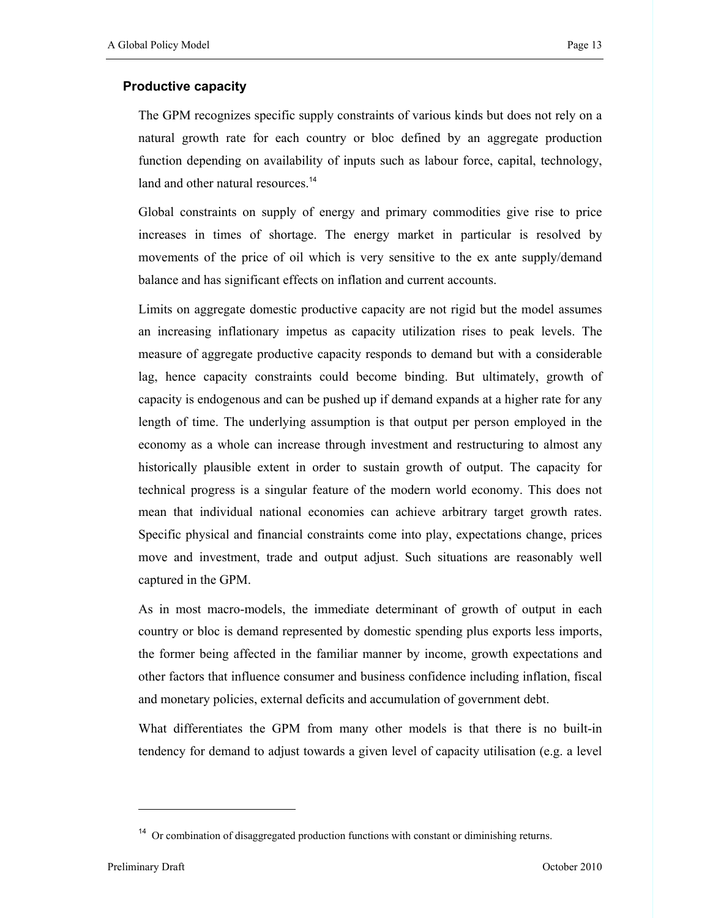## Productive capacity

The GPM recognizes specific supply constraints of various kinds but does not rely on a natural growth rate for each country or bloc defined by an aggregate production function depending on availability of inputs such as labour force, capital, technology, land and other natural resources.[14]

Global constraints on supply of energy and primary commodities give rise to price increases in times of shortage. The energy market in particular is resolved by movements of the price of oil which is very sensitive to the ex ante supply/demand balance and has significant effects on inflation and current accounts.

Limits on aggregate domestic productive capacity are not rigid but the model assumes an increasing inflationary impetus as capacity utilization rises to peak levels. The measure of aggregate productive capacity responds to demand but with a considerable lag, hence capacity constraints could become binding. But ultimately, growth of capacity is endogenous and can be pushed up if demand expands at a higher rate for any length of time. The underlying assumption is that output per person employed in the economy as a whole can increase through investment and restructuring to almost any historically plausible extent in order to sustain growth of output. The capacity for technical progress is a singular feature of the modern world economy. This does not mean that individual national economies can achieve arbitrary target growth rates. Specific physical and financial constraints come into play, expectations change, prices move and investment, trade and output adjust. Such situations are reasonably well captured in the GPM.

As in most macro-models, the immediate determinant of growth of output in each country or bloc is demand represented by domestic spending plus exports less imports, the former being affected in the familiar manner by income, growth expectations and other factors that influence consumer and business confidence including inflation, fiscal and monetary policies, external deficits and accumulation of government debt.

What differentiates the GPM from many other models is that there is no built-in tendency for demand to adjust towards a given level of capacity utilisation (e.g. a level

---

[14] Or combination of disaggregated production functions with constant or diminishing returns.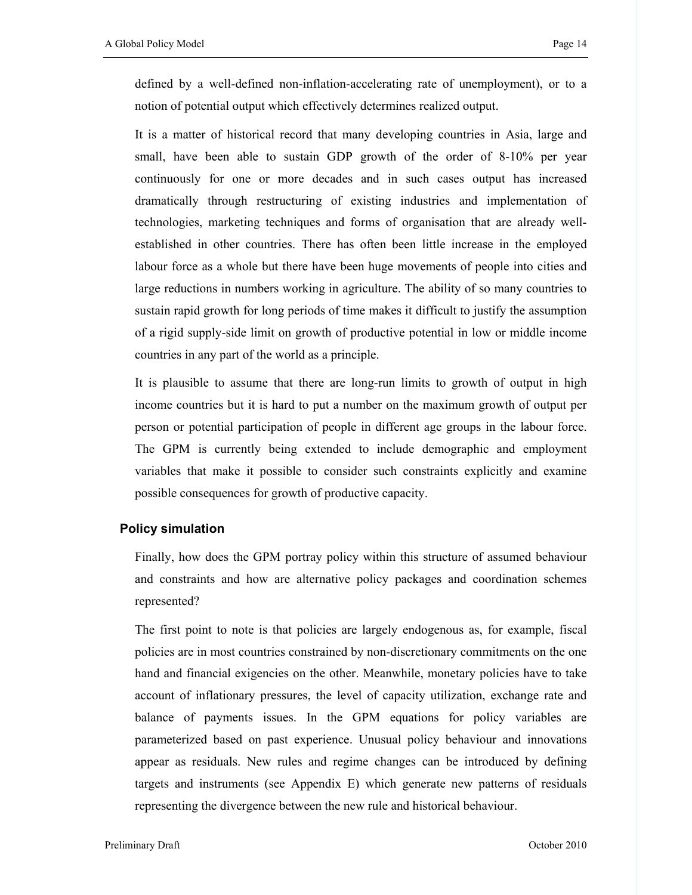defined by a well-defined non-inflation-accelerating rate of unemployment), or to a notion of potential output which effectively determines realized output.

It is a matter of historical record that many developing countries in Asia, large and small, have been able to sustain GDP growth of the order of 8-10% per year continuously for one or more decades and in such cases output has increased dramatically through restructuring of existing industries and implementation of technologies, marketing techniques and forms of organisation that are already well-established in other countries. There has often been little increase in the employed labour force as a whole but there have been huge movements of people into cities and large reductions in numbers working in agriculture. The ability of so many countries to sustain rapid growth for long periods of time makes it difficult to justify the assumption of a rigid supply-side limit on growth of productive potential in low or middle income countries in any part of the world as a principle.

It is plausible to assume that there are long-run limits to growth of output in high income countries but it is hard to put a number on the maximum growth of output per person or potential participation of people in different age groups in the labour force. The GPM is currently being extended to include demographic and employment variables that make it possible to consider such constraints explicitly and examine possible consequences for growth of productive capacity.

### Policy simulation

Finally, how does the GPM portray policy within this structure of assumed behaviour and constraints and how are alternative policy packages and coordination schemes represented?

The first point to note is that policies are largely endogenous as, for example, fiscal policies are in most countries constrained by non-discretionary commitments on the one hand and financial exigencies on the other. Meanwhile, monetary policies have to take account of inflationary pressures, the level of capacity utilization, exchange rate and balance of payments issues. In the GPM equations for policy variables are parameterized based on past experience. Unusual policy behaviour and innovations appear as residuals. New rules and regime changes can be introduced by defining targets and instruments (see Appendix E) which generate new patterns of residuals representing the divergence between the new rule and historical behaviour.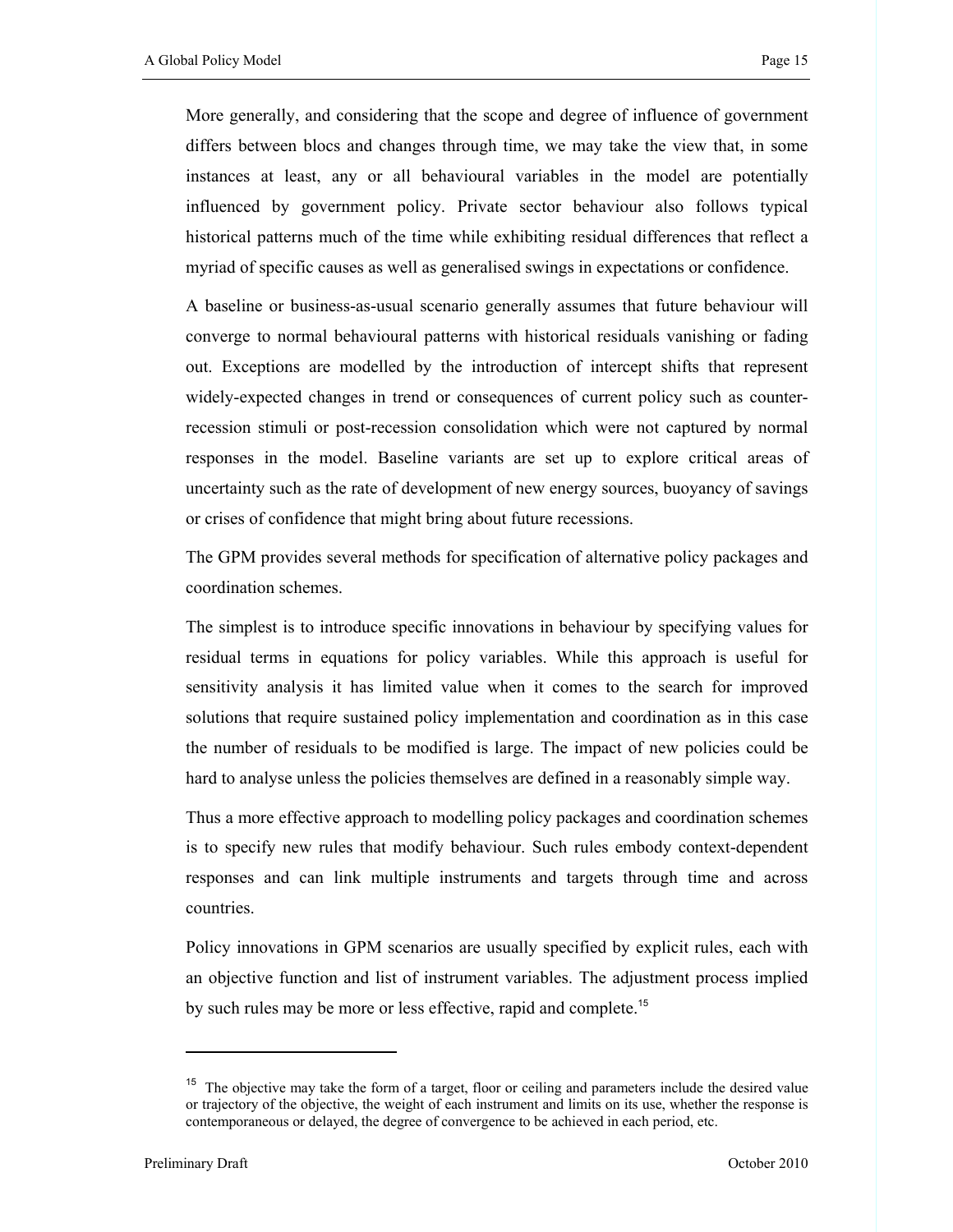More generally, and considering that the scope and degree of influence of government differs between blocs and changes through time, we may take the view that, in some instances at least, any or all behavioural variables in the model are potentially influenced by government policy. Private sector behaviour also follows typical historical patterns much of the time while exhibiting residual differences that reflect a myriad of specific causes as well as generalised swings in expectations or confidence.

A baseline or business-as-usual scenario generally assumes that future behaviour will converge to normal behavioural patterns with historical residuals vanishing or fading out. Exceptions are modelled by the introduction of intercept shifts that represent widely-expected changes in trend or consequences of current policy such as counter-recession stimuli or post-recession consolidation which were not captured by normal responses in the model. Baseline variants are set up to explore critical areas of uncertainty such as the rate of development of new energy sources, buoyancy of savings or crises of confidence that might bring about future recessions.

The GPM provides several methods for specification of alternative policy packages and coordination schemes.

The simplest is to introduce specific innovations in behaviour by specifying values for residual terms in equations for policy variables. While this approach is useful for sensitivity analysis it has limited value when it comes to the search for improved solutions that require sustained policy implementation and coordination as in this case the number of residuals to be modified is large. The impact of new policies could be hard to analyse unless the policies themselves are defined in a reasonably simple way.

Thus a more effective approach to modelling policy packages and coordination schemes is to specify new rules that modify behaviour. Such rules embody context-dependent responses and can link multiple instruments and targets through time and across countries.

Policy innovations in GPM scenarios are usually specified by explicit rules, each with an objective function and list of instrument variables. The adjustment process implied by such rules may be more or less effective, rapid and complete.[15]

---

[15] The objective may take the form of a target, floor or ceiling and parameters include the desired value or trajectory of the objective, the weight of each instrument and limits on its use, whether the response is contemporaneous or delayed, the degree of convergence to be achieved in each period, etc.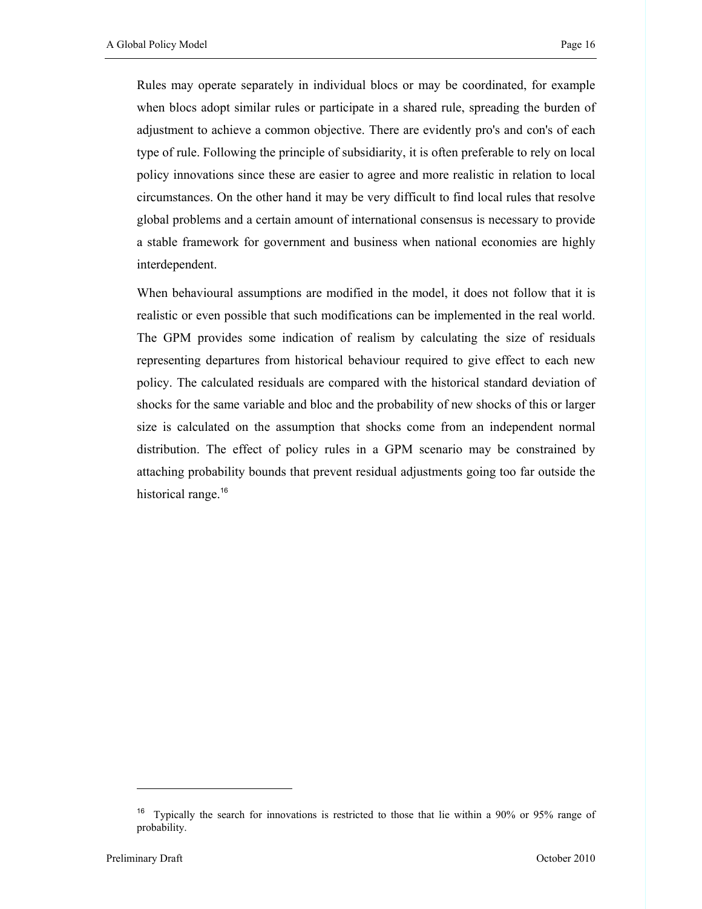Rules may operate separately in individual blocs or may be coordinated, for example when blocs adopt similar rules or participate in a shared rule, spreading the burden of adjustment to achieve a common objective. There are evidently pro's and con's of each type of rule. Following the principle of subsidiarity, it is often preferable to rely on local policy innovations since these are easier to agree and more realistic in relation to local circumstances. On the other hand it may be very difficult to find local rules that resolve global problems and a certain amount of international consensus is necessary to provide a stable framework for government and business when national economies are highly interdependent.

When behavioural assumptions are modified in the model, it does not follow that it is realistic or even possible that such modifications can be implemented in the real world. The GPM provides some indication of realism by calculating the size of residuals representing departures from historical behaviour required to give effect to each new policy. The calculated residuals are compared with the historical standard deviation of shocks for the same variable and bloc and the probability of new shocks of this or larger size is calculated on the assumption that shocks come from an independent normal distribution. The effect of policy rules in a GPM scenario may be constrained by attaching probability bounds that prevent residual adjustments going too far outside the historical range.[16]

[16] Typically the search for innovations is restricted to those that lie within a 90% or 95% range of probability.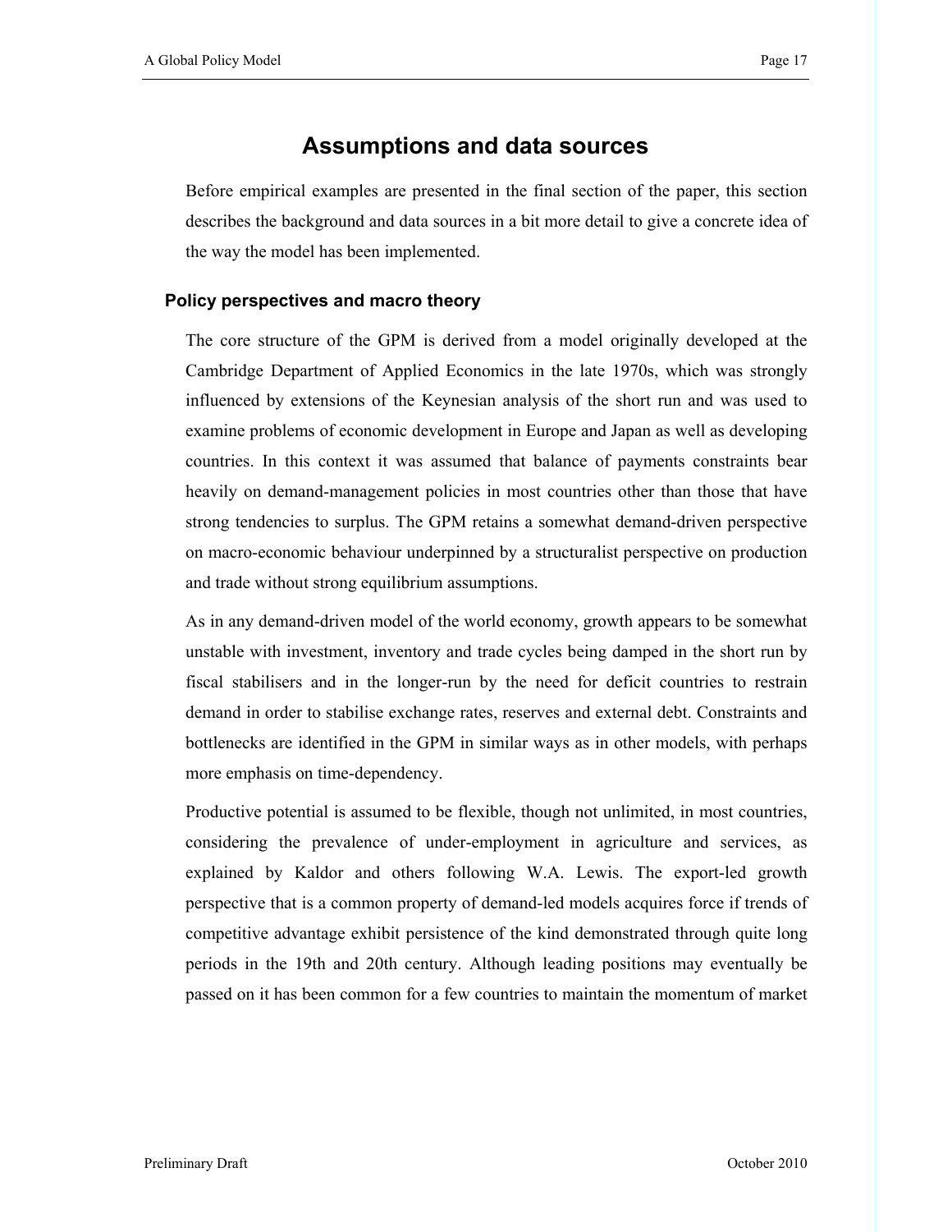# Assumptions and data sources

Before empirical examples are presented in the final section of the paper, this section describes the background and data sources in a bit more detail to give a concrete idea of the way the model has been implemented.

## Policy perspectives and macro theory

The core structure of the GPM is derived from a model originally developed at the Cambridge Department of Applied Economics in the late 1970s, which was strongly influenced by extensions of the Keynesian analysis of the short run and was used to examine problems of economic development in Europe and Japan as well as developing countries. In this context it was assumed that balance of payments constraints bear heavily on demand-management policies in most countries other than those that have strong tendencies to surplus. The GPM retains a somewhat demand-driven perspective on macro-economic behaviour underpinned by a structuralist perspective on production and trade without strong equilibrium assumptions.

As in any demand-driven model of the world economy, growth appears to be somewhat unstable with investment, inventory and trade cycles being damped in the short run by fiscal stabilisers and in the longer-run by the need for deficit countries to restrain demand in order to stabilise exchange rates, reserves and external debt. Constraints and bottlenecks are identified in the GPM in similar ways as in other models, with perhaps more emphasis on time-dependency.

Productive potential is assumed to be flexible, though not unlimited, in most countries, considering the prevalence of under-employment in agriculture and services, as explained by Kaldor and others following W.A. Lewis. The export-led growth perspective that is a common property of demand-led models acquires force if trends of competitive advantage exhibit persistence of the kind demonstrated through quite long periods in the 19th and 20th century. Although leading positions may eventually be passed on it has been common for a few countries to maintain the momentum of market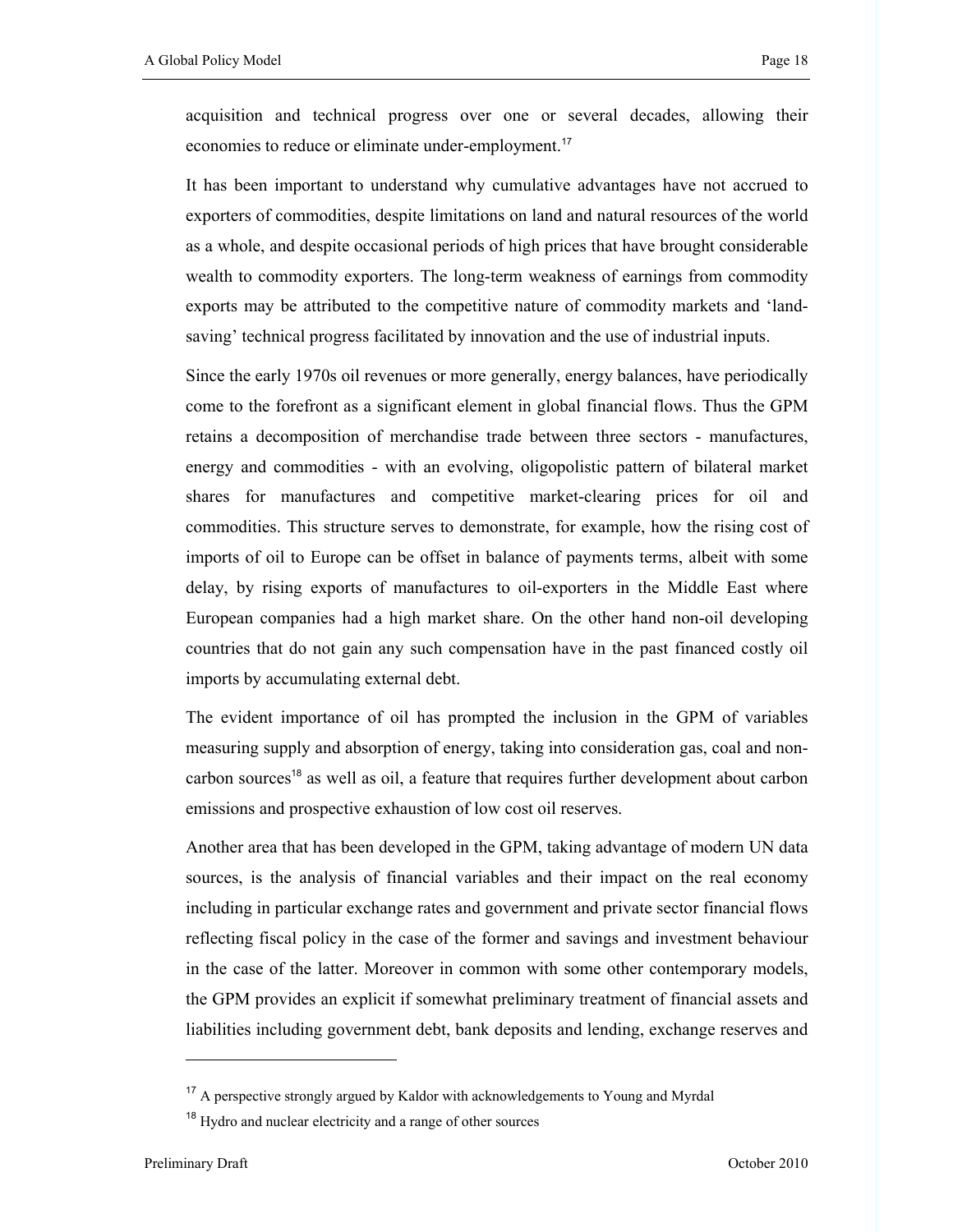acquisition and technical progress over one or several decades, allowing their economies to reduce or eliminate under-employment.[17]

It has been important to understand why cumulative advantages have not accrued to exporters of commodities, despite limitations on land and natural resources of the world as a whole, and despite occasional periods of high prices that have brought considerable wealth to commodity exporters. The long-term weakness of earnings from commodity exports may be attributed to the competitive nature of commodity markets and 'land-saving' technical progress facilitated by innovation and the use of industrial inputs.

Since the early 1970s oil revenues or more generally, energy balances, have periodically come to the forefront as a significant element in global financial flows. Thus the GPM retains a decomposition of merchandise trade between three sectors - manufactures, energy and commodities - with an evolving, oligopolistic pattern of bilateral market shares for manufactures and competitive market-clearing prices for oil and commodities. This structure serves to demonstrate, for example, how the rising cost of imports of oil to Europe can be offset in balance of payments terms, albeit with some delay, by rising exports of manufactures to oil-exporters in the Middle East where European companies had a high market share. On the other hand non-oil developing countries that do not gain any such compensation have in the past financed costly oil imports by accumulating external debt.

The evident importance of oil has prompted the inclusion in the GPM of variables measuring supply and absorption of energy, taking into consideration gas, coal and non-carbon sources[18] as well as oil, a feature that requires further development about carbon emissions and prospective exhaustion of low cost oil reserves.

Another area that has been developed in the GPM, taking advantage of modern UN data sources, is the analysis of financial variables and their impact on the real economy including in particular exchange rates and government and private sector financial flows reflecting fiscal policy in the case of the former and savings and investment behaviour in the case of the latter. Moreover in common with some other contemporary models, the GPM provides an explicit if somewhat preliminary treatment of financial assets and liabilities including government debt, bank deposits and lending, exchange reserves and

---

[17] A perspective strongly argued by Kaldor with acknowledgements to Young and Myrdal

[18] Hydro and nuclear electricity and a range of other sources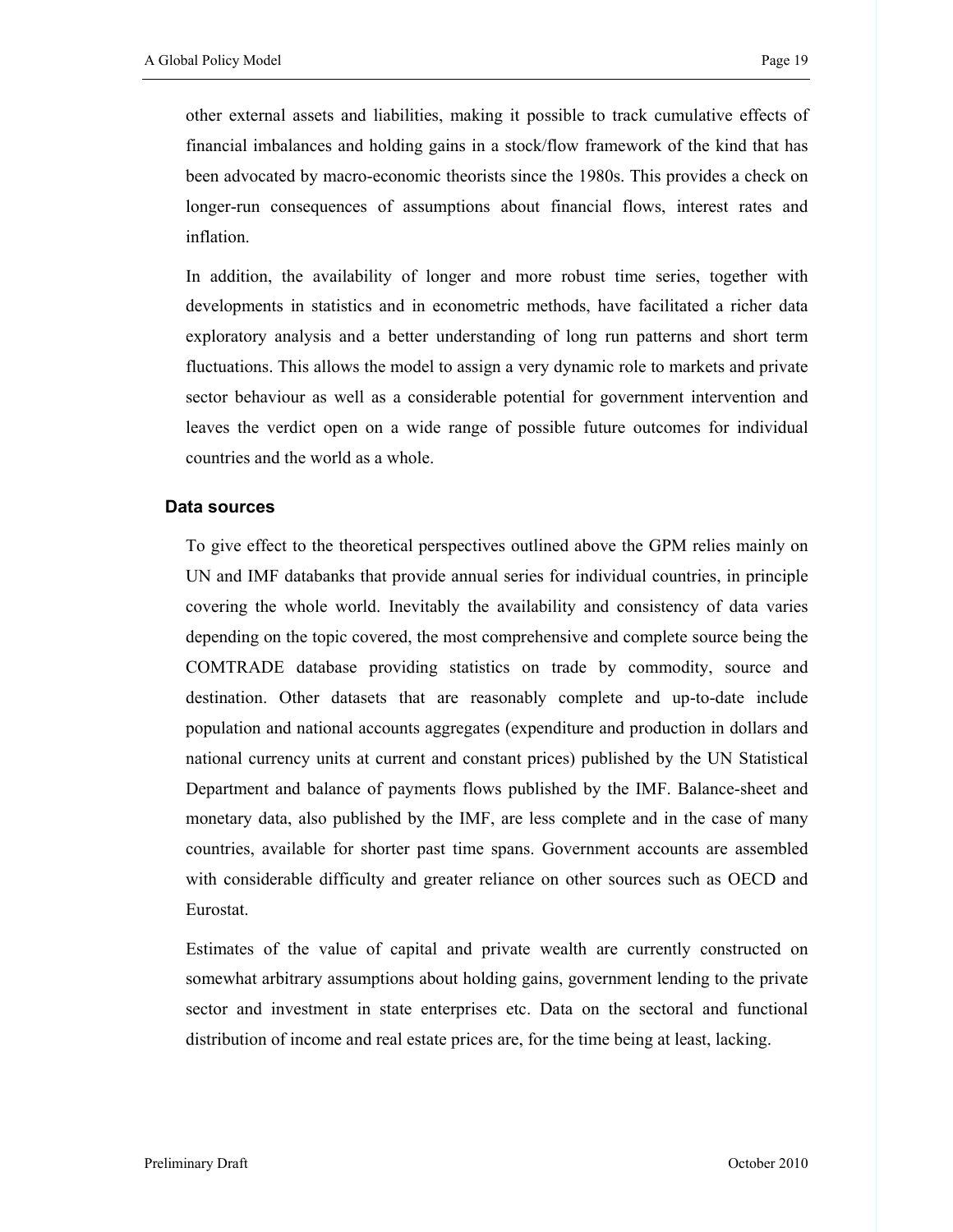other external assets and liabilities, making it possible to track cumulative effects of financial imbalances and holding gains in a stock/flow framework of the kind that has been advocated by macro-economic theorists since the 1980s. This provides a check on longer-run consequences of assumptions about financial flows, interest rates and inflation.

In addition, the availability of longer and more robust time series, together with developments in statistics and in econometric methods, have facilitated a richer data exploratory analysis and a better understanding of long run patterns and short term fluctuations. This allows the model to assign a very dynamic role to markets and private sector behaviour as well as a considerable potential for government intervention and leaves the verdict open on a wide range of possible future outcomes for individual countries and the world as a whole.

### Data sources

To give effect to the theoretical perspectives outlined above the GPM relies mainly on UN and IMF databanks that provide annual series for individual countries, in principle covering the whole world. Inevitably the availability and consistency of data varies depending on the topic covered, the most comprehensive and complete source being the COMTRADE database providing statistics on trade by commodity, source and destination. Other datasets that are reasonably complete and up-to-date include population and national accounts aggregates (expenditure and production in dollars and national currency units at current and constant prices) published by the UN Statistical Department and balance of payments flows published by the IMF. Balance-sheet and monetary data, also published by the IMF, are less complete and in the case of many countries, available for shorter past time spans. Government accounts are assembled with considerable difficulty and greater reliance on other sources such as OECD and Eurostat.

Estimates of the value of capital and private wealth are currently constructed on somewhat arbitrary assumptions about holding gains, government lending to the private sector and investment in state enterprises etc. Data on the sectoral and functional distribution of income and real estate prices are, for the time being at least, lacking.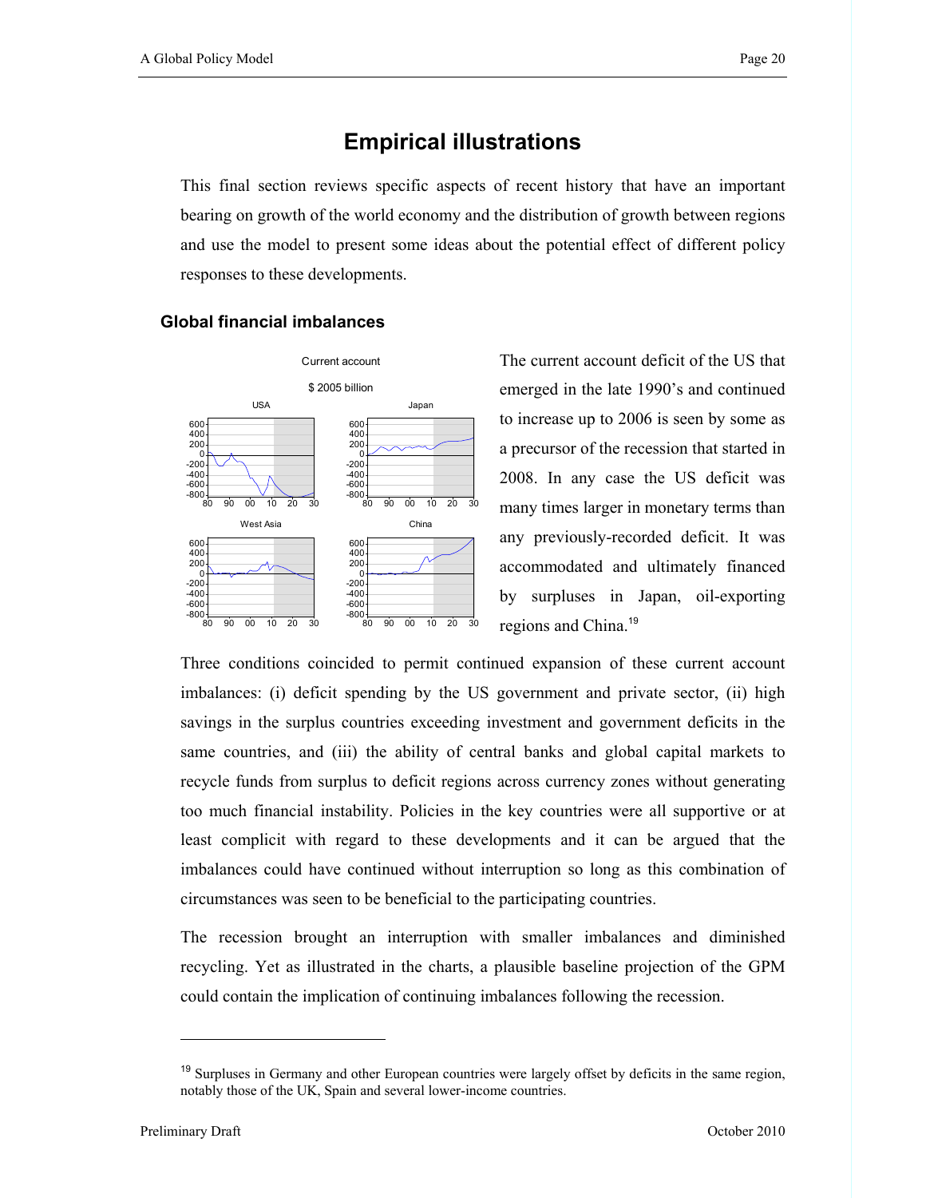# Empirical illustrations

This final section reviews specific aspects of recent history that have an important bearing on growth of the world economy and the distribution of growth between regions and use the model to present some ideas about the potential effect of different policy responses to these developments.

## Global financial imbalances

Current account

$ 2005 billion

The current account deficit of the US that emerged in the late 1990's and continued to increase up to 2006 is seen by some as a precursor of the recession that started in 2008. In any case the US deficit was many times larger in monetary terms than any previously-recorded deficit. It was accommodated and ultimately financed by surpluses in Japan, oil-exporting regions and China.[19]

Three conditions coincided to permit continued expansion of these current account imbalances: (i) deficit spending by the US government and private sector, (ii) high savings in the surplus countries exceeding investment and government deficits in the same countries, and (iii) the ability of central banks and global capital markets to recycle funds from surplus to deficit regions across currency zones without generating too much financial instability. Policies in the key countries were all supportive or at least complicit with regard to these developments and it can be argued that the imbalances could have continued without interruption so long as this combination of circumstances was seen to be beneficial to the participating countries.

The recession brought an interruption with smaller imbalances and diminished recycling. Yet as illustrated in the charts, a plausible baseline projection of the GPM could contain the implication of continuing imbalances following the recession.

---

[19] Surpluses in Germany and other European countries were largely offset by deficits in the same region, notably those of the UK, Spain and several lower-income countries.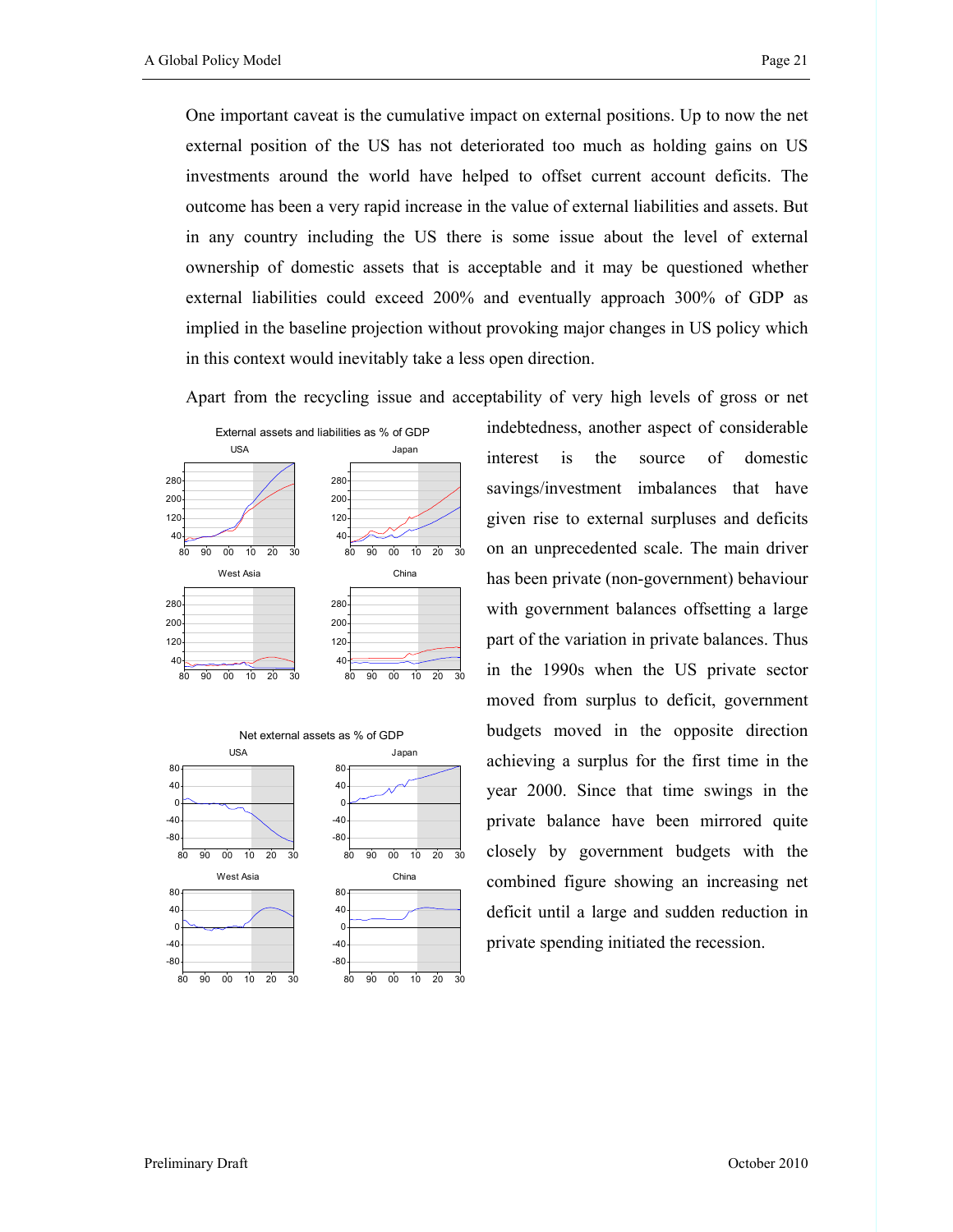One important caveat is the cumulative impact on external positions. Up to now the net external position of the US has not deteriorated too much as holding gains on US investments around the world have helped to offset current account deficits. The outcome has been a very rapid increase in the value of external liabilities and assets. But in any country including the US there is some issue about the level of external ownership of domestic assets that is acceptable and it may be questioned whether external liabilities could exceed 200% and eventually approach 300% of GDP as implied in the baseline projection without provoking major changes in US policy which in this context would inevitably take a less open direction.

Apart from the recycling issue and acceptability of very high levels of gross or net indebtedness, another aspect of considerable interest is the source of domestic savings/investment imbalances that have given rise to external surpluses and deficits on an unprecedented scale. The main driver has been private (non-government) behaviour with government balances offsetting a large part of the variation in private balances. Thus in the 1990s when the US private sector moved from surplus to deficit, government budgets moved in the opposite direction achieving a surplus for the first time in the year 2000. Since that time swings in the private balance have been mirrored quite closely by government budgets with the combined figure showing an increasing net deficit until a large and sudden reduction in private spending initiated the recession.

External assets and liabilities as % of GDP

Net external assets as % of GDP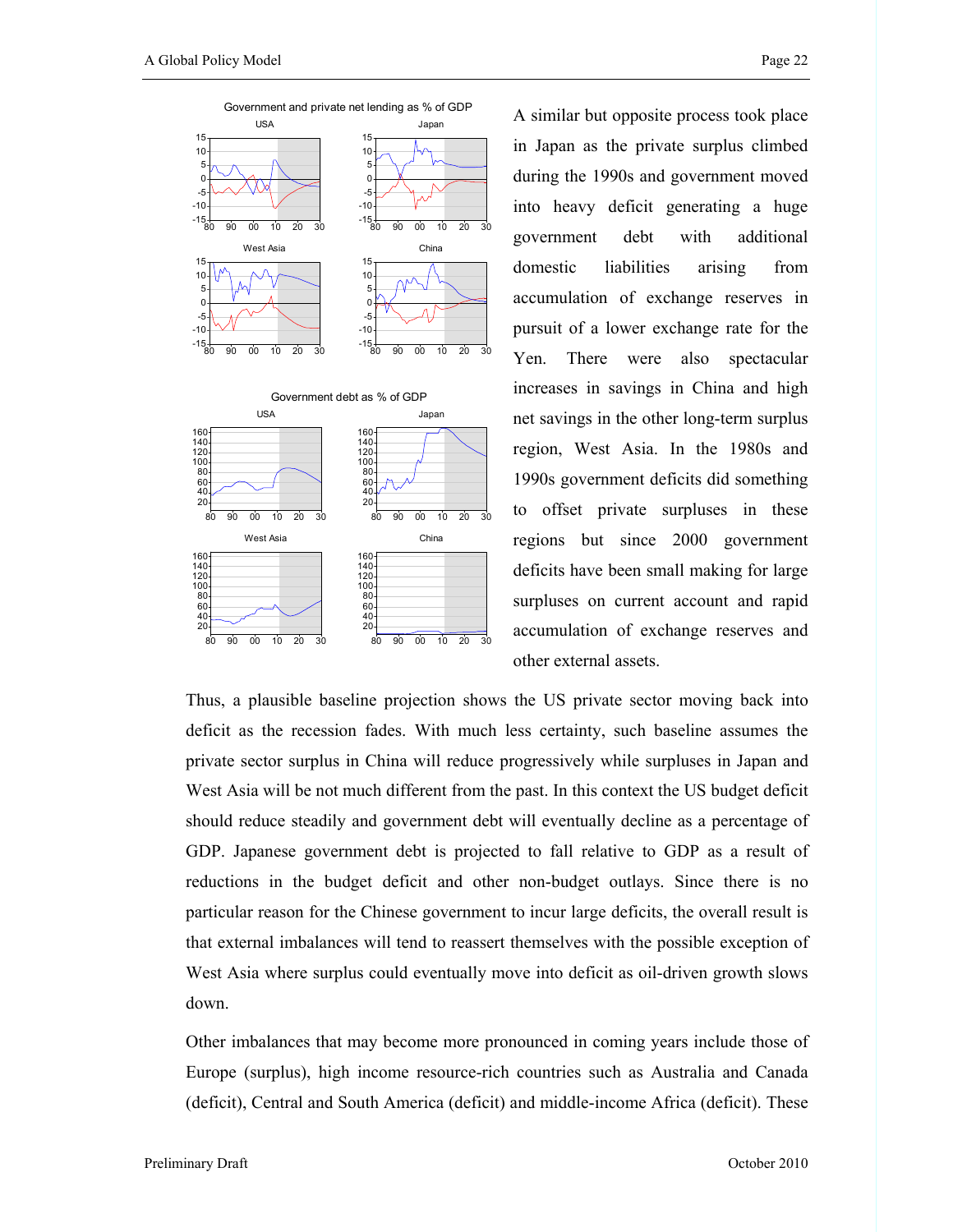Government and private net lending as % of GDP

Government debt as % of GDP

A similar but opposite process took place in Japan as the private surplus climbed during the 1990s and government moved into heavy deficit generating a huge government debt with additional domestic liabilities arising from accumulation of exchange reserves in pursuit of a lower exchange rate for the Yen. There were also spectacular increases in savings in China and high net savings in the other long-term surplus region, West Asia. In the 1980s and 1990s government deficits did something to offset private surpluses in these regions but since 2000 government deficits have been small making for large surpluses on current account and rapid accumulation of exchange reserves and other external assets.

Thus, a plausible baseline projection shows the US private sector moving back into deficit as the recession fades. With much less certainty, such baseline assumes the private sector surplus in China will reduce progressively while surpluses in Japan and West Asia will be not much different from the past. In this context the US budget deficit should reduce steadily and government debt will eventually decline as a percentage of GDP. Japanese government debt is projected to fall relative to GDP as a result of reductions in the budget deficit and other non-budget outlays. Since there is no particular reason for the Chinese government to incur large deficits, the overall result is that external imbalances will tend to reassert themselves with the possible exception of West Asia where surplus could eventually move into deficit as oil-driven growth slows down.

Other imbalances that may become more pronounced in coming years include those of Europe (surplus), high income resource-rich countries such as Australia and Canada (deficit), Central and South America (deficit) and middle-income Africa (deficit). These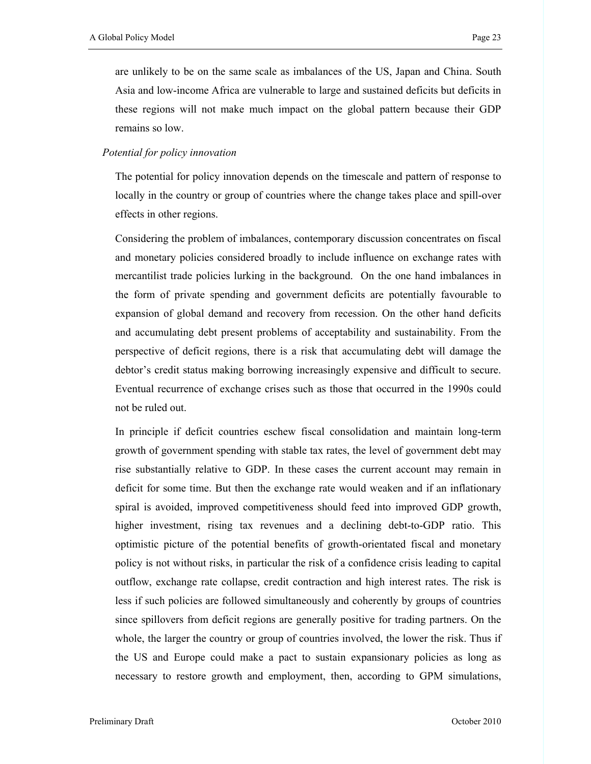are unlikely to be on the same scale as imbalances of the US, Japan and China. South Asia and low-income Africa are vulnerable to large and sustained deficits but deficits in these regions will not make much impact on the global pattern because their GDP remains so low.

*Potential for policy innovation*

The potential for policy innovation depends on the timescale and pattern of response to locally in the country or group of countries where the change takes place and spill-over effects in other regions.

Considering the problem of imbalances, contemporary discussion concentrates on fiscal and monetary policies considered broadly to include influence on exchange rates with mercantilist trade policies lurking in the background. On the one hand imbalances in the form of private spending and government deficits are potentially favourable to expansion of global demand and recovery from recession. On the other hand deficits and accumulating debt present problems of acceptability and sustainability. From the perspective of deficit regions, there is a risk that accumulating debt will damage the debtor's credit status making borrowing increasingly expensive and difficult to secure. Eventual recurrence of exchange crises such as those that occurred in the 1990s could not be ruled out.

In principle if deficit countries eschew fiscal consolidation and maintain long-term growth of government spending with stable tax rates, the level of government debt may rise substantially relative to GDP. In these cases the current account may remain in deficit for some time. But then the exchange rate would weaken and if an inflationary spiral is avoided, improved competitiveness should feed into improved GDP growth, higher investment, rising tax revenues and a declining debt-to-GDP ratio. This optimistic picture of the potential benefits of growth-orientated fiscal and monetary policy is not without risks, in particular the risk of a confidence crisis leading to capital outflow, exchange rate collapse, credit contraction and high interest rates. The risk is less if such policies are followed simultaneously and coherently by groups of countries since spillovers from deficit regions are generally positive for trading partners. On the whole, the larger the country or group of countries involved, the lower the risk. Thus if the US and Europe could make a pact to sustain expansionary policies as long as necessary to restore growth and employment, then, according to GPM simulations,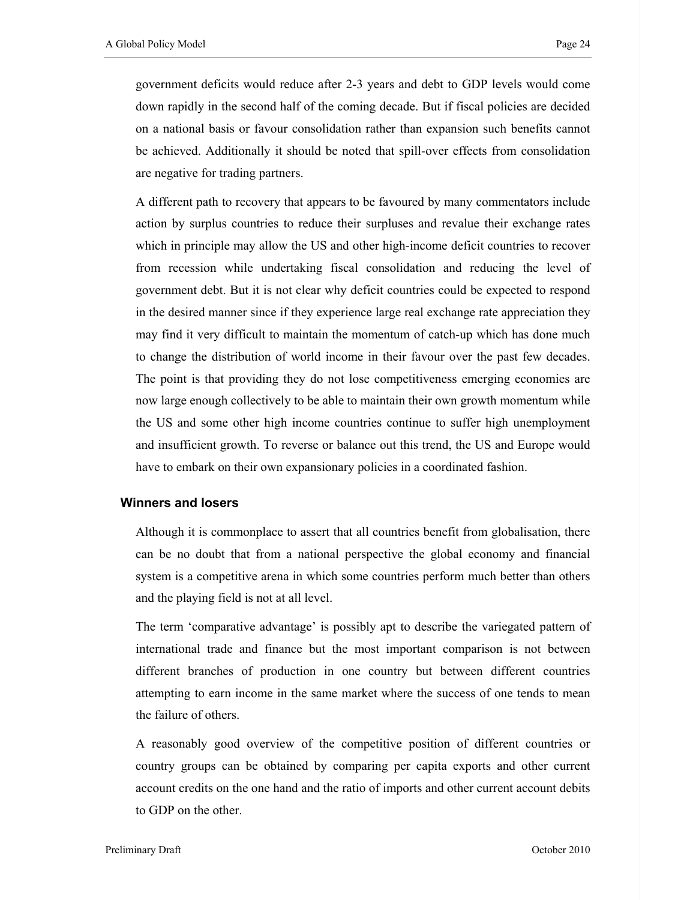government deficits would reduce after 2-3 years and debt to GDP levels would come down rapidly in the second half of the coming decade. But if fiscal policies are decided on a national basis or favour consolidation rather than expansion such benefits cannot be achieved. Additionally it should be noted that spill-over effects from consolidation are negative for trading partners.

A different path to recovery that appears to be favoured by many commentators include action by surplus countries to reduce their surpluses and revalue their exchange rates which in principle may allow the US and other high-income deficit countries to recover from recession while undertaking fiscal consolidation and reducing the level of government debt. But it is not clear why deficit countries could be expected to respond in the desired manner since if they experience large real exchange rate appreciation they may find it very difficult to maintain the momentum of catch-up which has done much to change the distribution of world income in their favour over the past few decades. The point is that providing they do not lose competitiveness emerging economies are now large enough collectively to be able to maintain their own growth momentum while the US and some other high income countries continue to suffer high unemployment and insufficient growth. To reverse or balance out this trend, the US and Europe would have to embark on their own expansionary policies in a coordinated fashion.

## Winners and losers

Although it is commonplace to assert that all countries benefit from globalisation, there can be no doubt that from a national perspective the global economy and financial system is a competitive arena in which some countries perform much better than others and the playing field is not at all level.

The term 'comparative advantage' is possibly apt to describe the variegated pattern of international trade and finance but the most important comparison is not between different branches of production in one country but between different countries attempting to earn income in the same market where the success of one tends to mean the failure of others.

A reasonably good overview of the competitive position of different countries or country groups can be obtained by comparing per capita exports and other current account credits on the one hand and the ratio of imports and other current account debits to GDP on the other.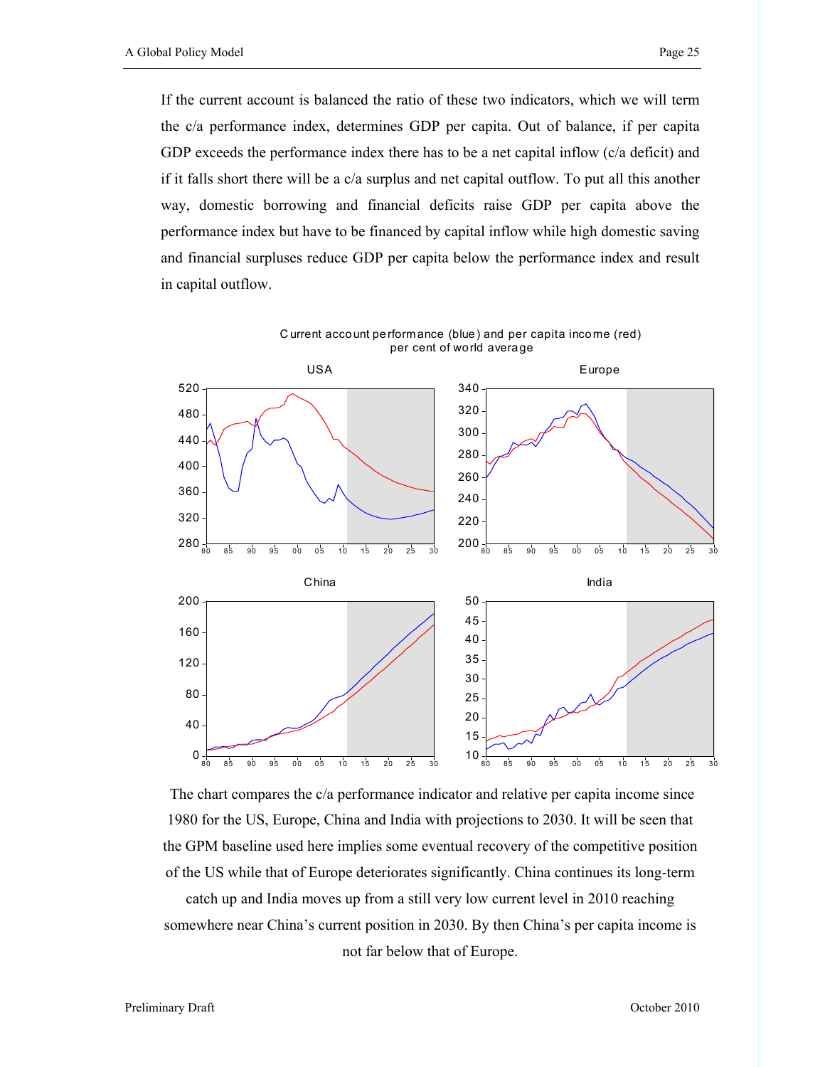If the current account is balanced the ratio of these two indicators, which we will term the c/a performance index, determines GDP per capita. Out of balance, if per capita GDP exceeds the performance index there has to be a net capital inflow (c/a deficit) and if it falls short there will be a c/a surplus and net capital outflow. To put all this another way, domestic borrowing and financial deficits raise GDP per capita above the performance index but have to be financed by capital inflow while high domestic saving and financial surpluses reduce GDP per capita below the performance index and result in capital outflow.

Current account performance (blue) and per capita income (red)
per cent of world average

The chart compares the c/a performance indicator and relative per capita income since 1980 for the US, Europe, China and India with projections to 2030. It will be seen that the GPM baseline used here implies some eventual recovery of the competitive position of the US while that of Europe deteriorates significantly. China continues its long-term catch up and India moves up from a still very low current level in 2010 reaching somewhere near China's current position in 2030. By then China's per capita income is not far below that of Europe.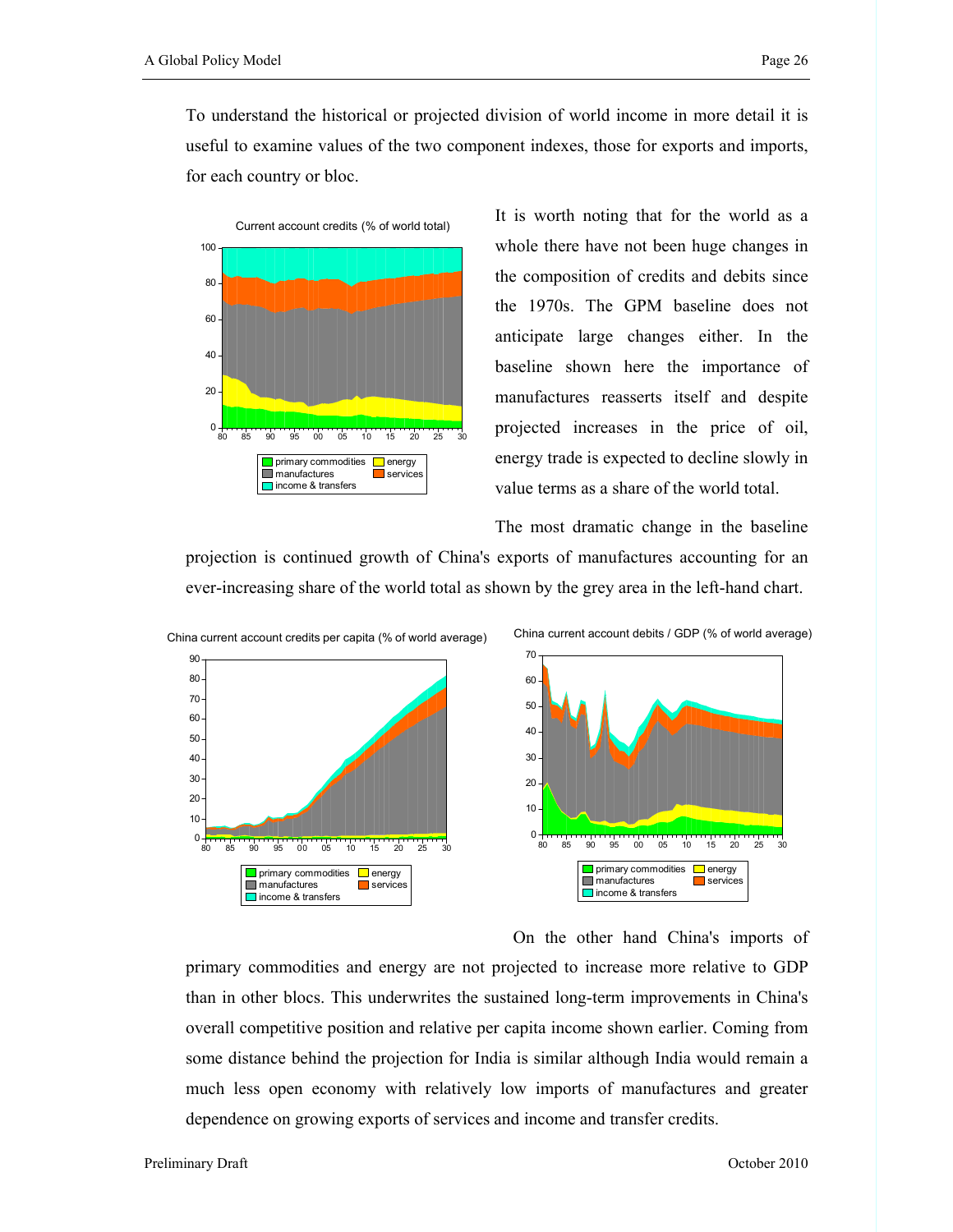To understand the historical or projected division of world income in more detail it is useful to examine values of the two component indexes, those for exports and imports, for each country or bloc.

It is worth noting that for the world as a whole there have not been huge changes in the composition of credits and debits since the 1970s. The GPM baseline does not anticipate large changes either. In the baseline shown here the importance of manufactures reasserts itself and despite projected increases in the price of oil, energy trade is expected to decline slowly in value terms as a share of the world total.

The most dramatic change in the baseline projection is continued growth of China's exports of manufactures accounting for an ever-increasing share of the world total as shown by the grey area in the left-hand chart.

On the other hand China's imports of primary commodities and energy are not projected to increase more relative to GDP than in other blocs. This underwrites the sustained long-term improvements in China's overall competitive position and relative per capita income shown earlier. Coming from some distance behind the projection for India is similar although India would remain a much less open economy with relatively low imports of manufactures and greater dependence on growing exports of services and income and transfer credits.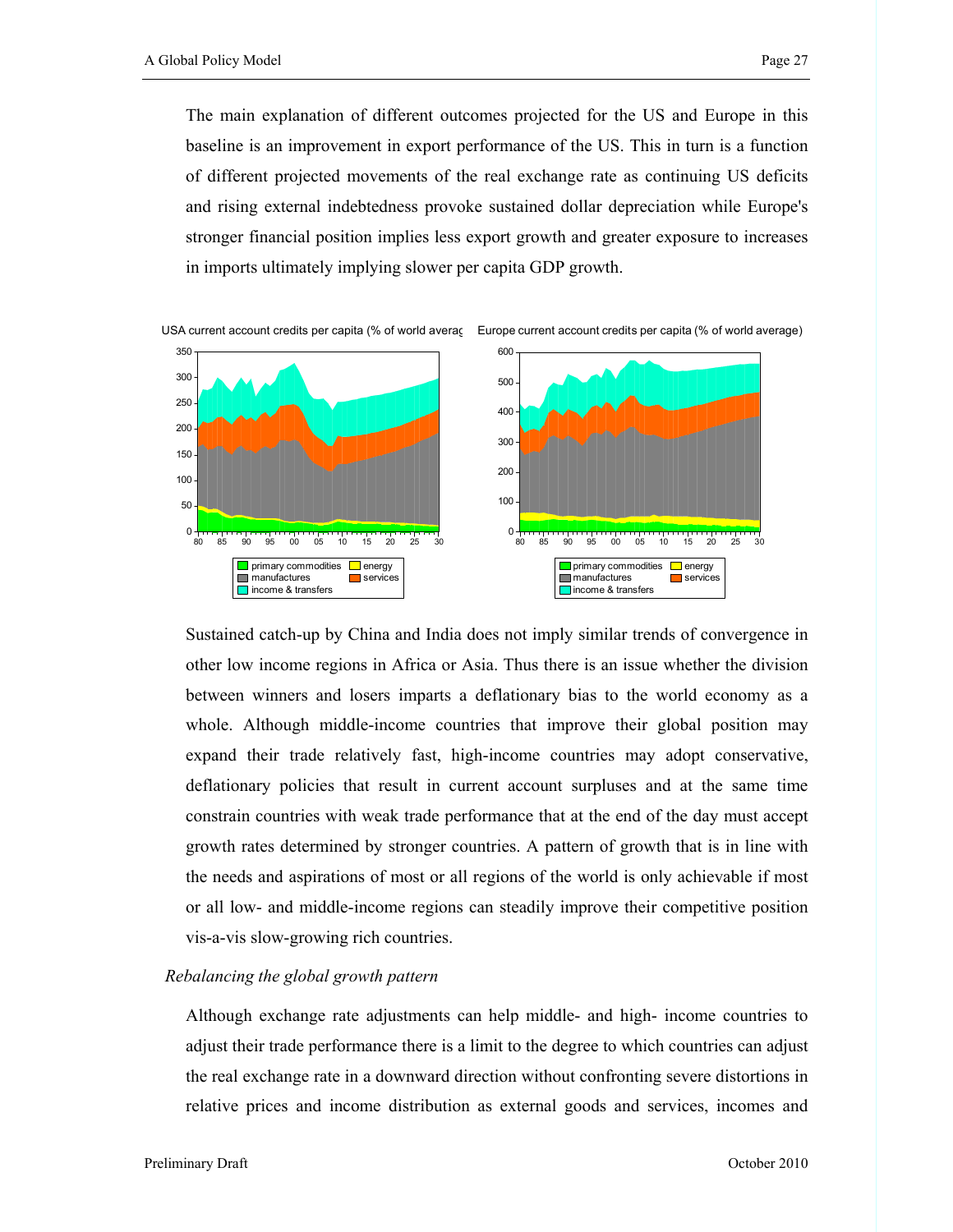The main explanation of different outcomes projected for the US and Europe in this baseline is an improvement in export performance of the US. This in turn is a function of different projected movements of the real exchange rate as continuing US deficits and rising external indebtedness provoke sustained dollar depreciation while Europe's stronger financial position implies less export growth and greater exposure to increases in imports ultimately implying slower per capita GDP growth.

USA current account credits per capita (% of world averag

Europe current account credits per capita (% of world average)

Sustained catch-up by China and India does not imply similar trends of convergence in other low income regions in Africa or Asia. Thus there is an issue whether the division between winners and losers imparts a deflationary bias to the world economy as a whole. Although middle-income countries that improve their global position may expand their trade relatively fast, high-income countries may adopt conservative, deflationary policies that result in current account surpluses and at the same time constrain countries with weak trade performance that at the end of the day must accept growth rates determined by stronger countries. A pattern of growth that is in line with the needs and aspirations of most or all regions of the world is only achievable if most or all low- and middle-income regions can steadily improve their competitive position vis-a-vis slow-growing rich countries.

*Rebalancing the global growth pattern*

Although exchange rate adjustments can help middle- and high- income countries to adjust their trade performance there is a limit to the degree to which countries can adjust the real exchange rate in a downward direction without confronting severe distortions in relative prices and income distribution as external goods and services, incomes and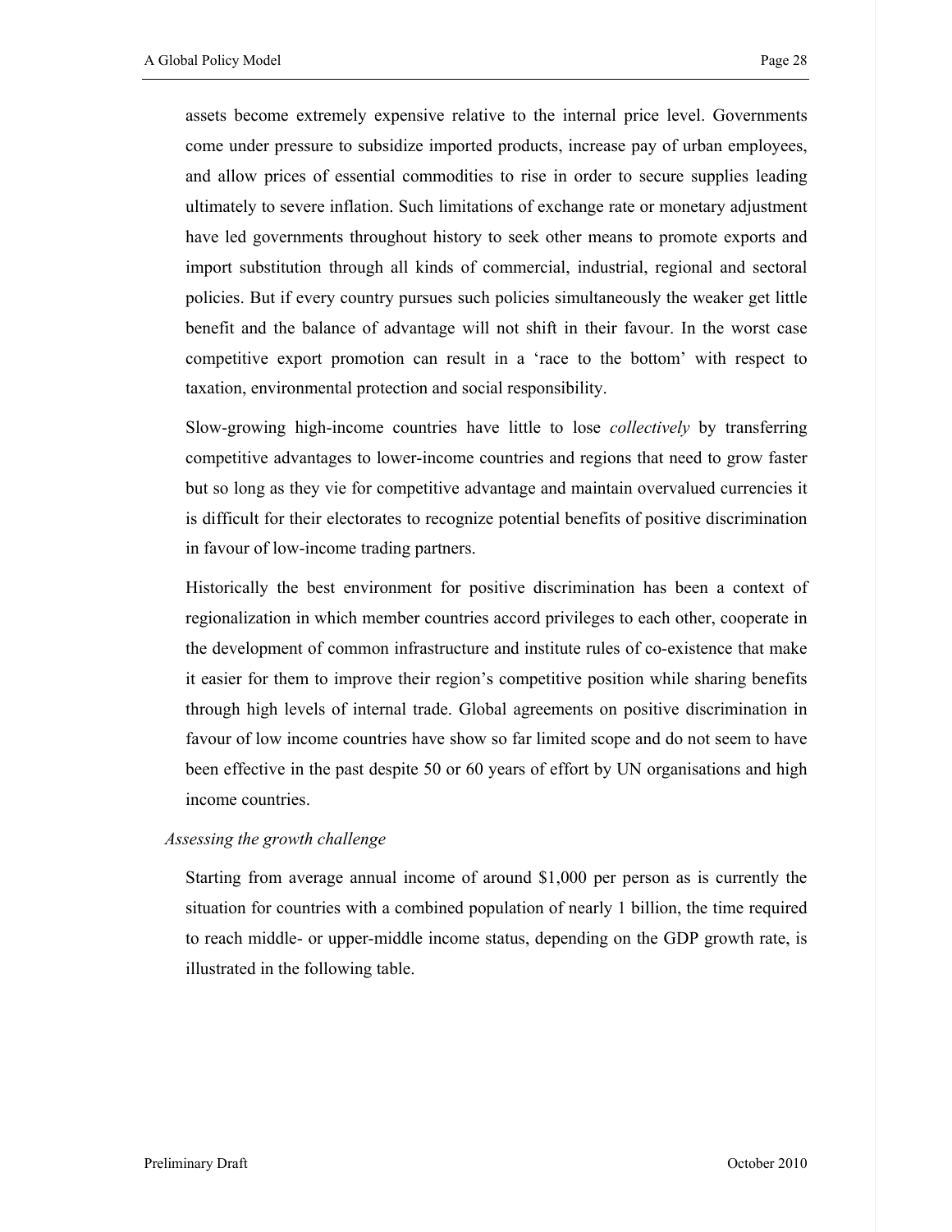assets become extremely expensive relative to the internal price level. Governments come under pressure to subsidize imported products, increase pay of urban employees, and allow prices of essential commodities to rise in order to secure supplies leading ultimately to severe inflation. Such limitations of exchange rate or monetary adjustment have led governments throughout history to seek other means to promote exports and import substitution through all kinds of commercial, industrial, regional and sectoral policies. But if every country pursues such policies simultaneously the weaker get little benefit and the balance of advantage will not shift in their favour. In the worst case competitive export promotion can result in a 'race to the bottom' with respect to taxation, environmental protection and social responsibility.

Slow-growing high-income countries have little to lose *collectively* by transferring competitive advantages to lower-income countries and regions that need to grow faster but so long as they vie for competitive advantage and maintain overvalued currencies it is difficult for their electorates to recognize potential benefits of positive discrimination in favour of low-income trading partners.

Historically the best environment for positive discrimination has been a context of regionalization in which member countries accord privileges to each other, cooperate in the development of common infrastructure and institute rules of co-existence that make it easier for them to improve their region's competitive position while sharing benefits through high levels of internal trade. Global agreements on positive discrimination in favour of low income countries have show so far limited scope and do not seem to have been effective in the past despite 50 or 60 years of effort by UN organisations and high income countries.

*Assessing the growth challenge*

Starting from average annual income of around $1,000 per person as is currently the situation for countries with a combined population of nearly 1 billion, the time required to reach middle- or upper-middle income status, depending on the GDP growth rate, is illustrated in the following table.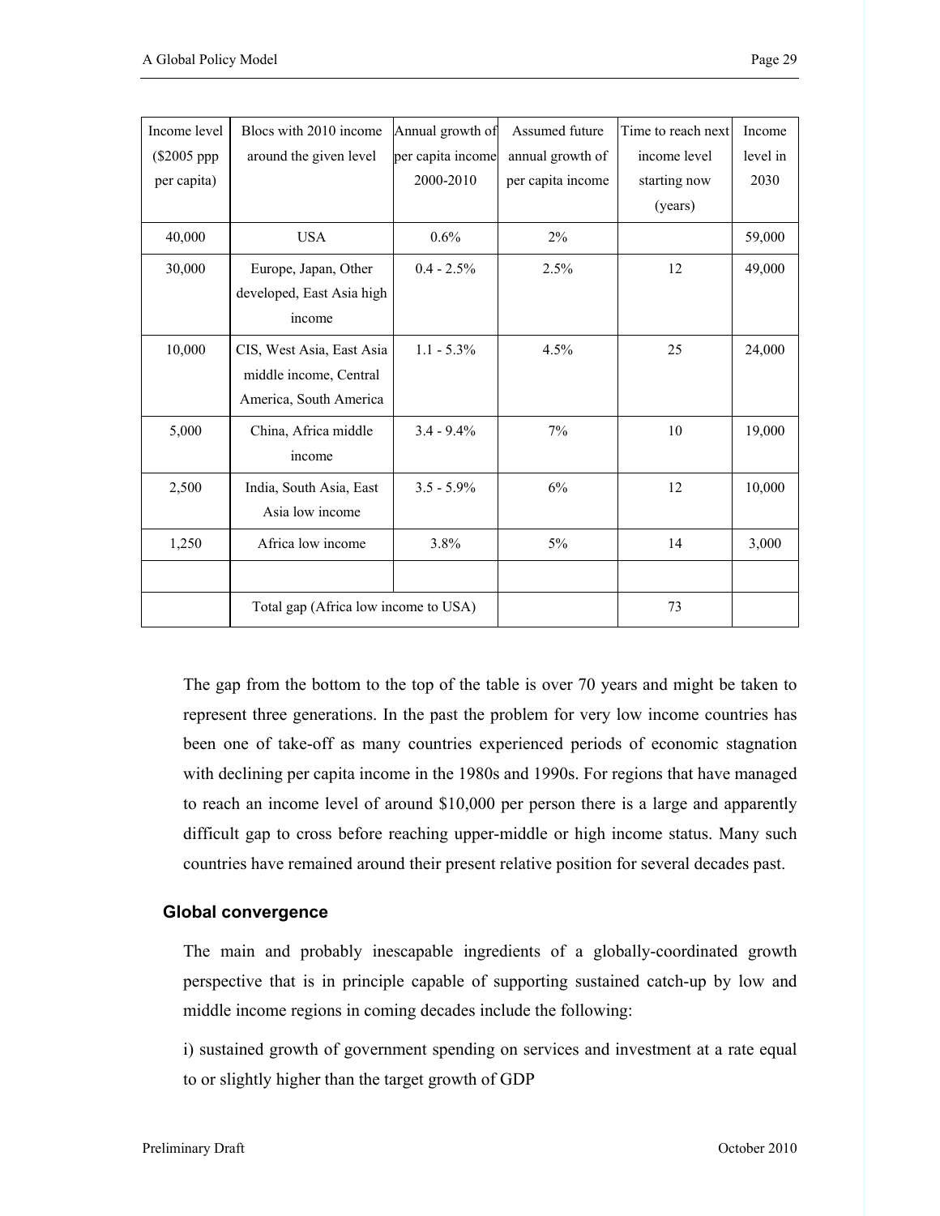| Income level ($2005 ppp per capita) | Blocs with 2010 income around the given level | Annual growth of per capita income 2000-2010 | Assumed future annual growth of per capita income | Time to reach next income level starting now (years) | Income level in 2030 |
|---|---|---|---|---|---|
| 40,000 | USA | 0.6% | 2% | | 59,000 |
| 30,000 | Europe, Japan, Other developed, East Asia high income | 0.4 - 2.5% | 2.5% | 12 | 49,000 |
| 10,000 | CIS, West Asia, East Asia middle income, Central America, South America | 1.1 - 5.3% | 4.5% | 25 | 24,000 |
| 5,000 | China, Africa middle income | 3.4 - 9.4% | 7% | 10 | 19,000 |
| 2,500 | India, South Asia, East Asia low income | 3.5 - 5.9% | 6% | 12 | 10,000 |
| 1,250 | Africa low income | 3.8% | 5% | 14 | 3,000 |
| | | | | | |
| | Total gap (Africa low income to USA) | | | 73 | |

The gap from the bottom to the top of the table is over 70 years and might be taken to represent three generations. In the past the problem for very low income countries has been one of take-off as many countries experienced periods of economic stagnation with declining per capita income in the 1980s and 1990s. For regions that have managed to reach an income level of around $10,000 per person there is a large and apparently difficult gap to cross before reaching upper-middle or high income status. Many such countries have remained around their present relative position for several decades past.

## Global convergence

The main and probably inescapable ingredients of a globally-coordinated growth perspective that is in principle capable of supporting sustained catch-up by low and middle income regions in coming decades include the following:

i) sustained growth of government spending on services and investment at a rate equal to or slightly higher than the target growth of GDP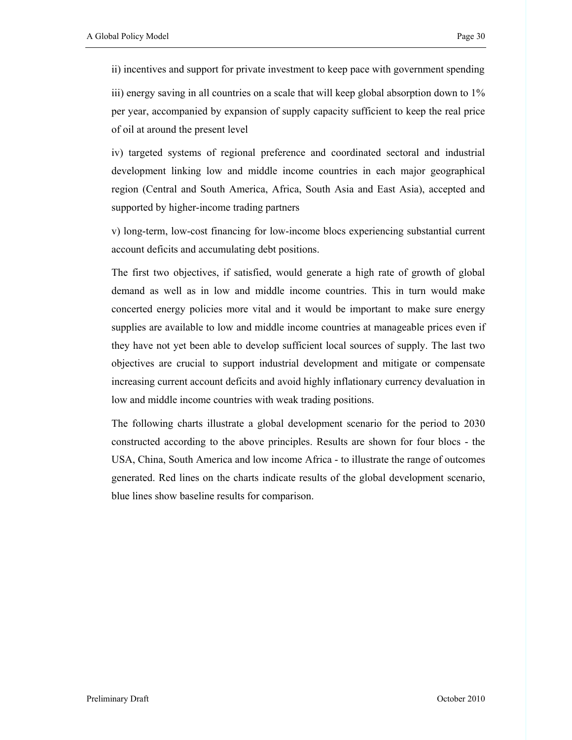ii) incentives and support for private investment to keep pace with government spending

iii) energy saving in all countries on a scale that will keep global absorption down to 1% per year, accompanied by expansion of supply capacity sufficient to keep the real price of oil at around the present level

iv) targeted systems of regional preference and coordinated sectoral and industrial development linking low and middle income countries in each major geographical region (Central and South America, Africa, South Asia and East Asia), accepted and supported by higher-income trading partners

v) long-term, low-cost financing for low-income blocs experiencing substantial current account deficits and accumulating debt positions.

The first two objectives, if satisfied, would generate a high rate of growth of global demand as well as in low and middle income countries. This in turn would make concerted energy policies more vital and it would be important to make sure energy supplies are available to low and middle income countries at manageable prices even if they have not yet been able to develop sufficient local sources of supply. The last two objectives are crucial to support industrial development and mitigate or compensate increasing current account deficits and avoid highly inflationary currency devaluation in low and middle income countries with weak trading positions.

The following charts illustrate a global development scenario for the period to 2030 constructed according to the above principles. Results are shown for four blocs - the USA, China, South America and low income Africa - to illustrate the range of outcomes generated. Red lines on the charts indicate results of the global development scenario, blue lines show baseline results for comparison.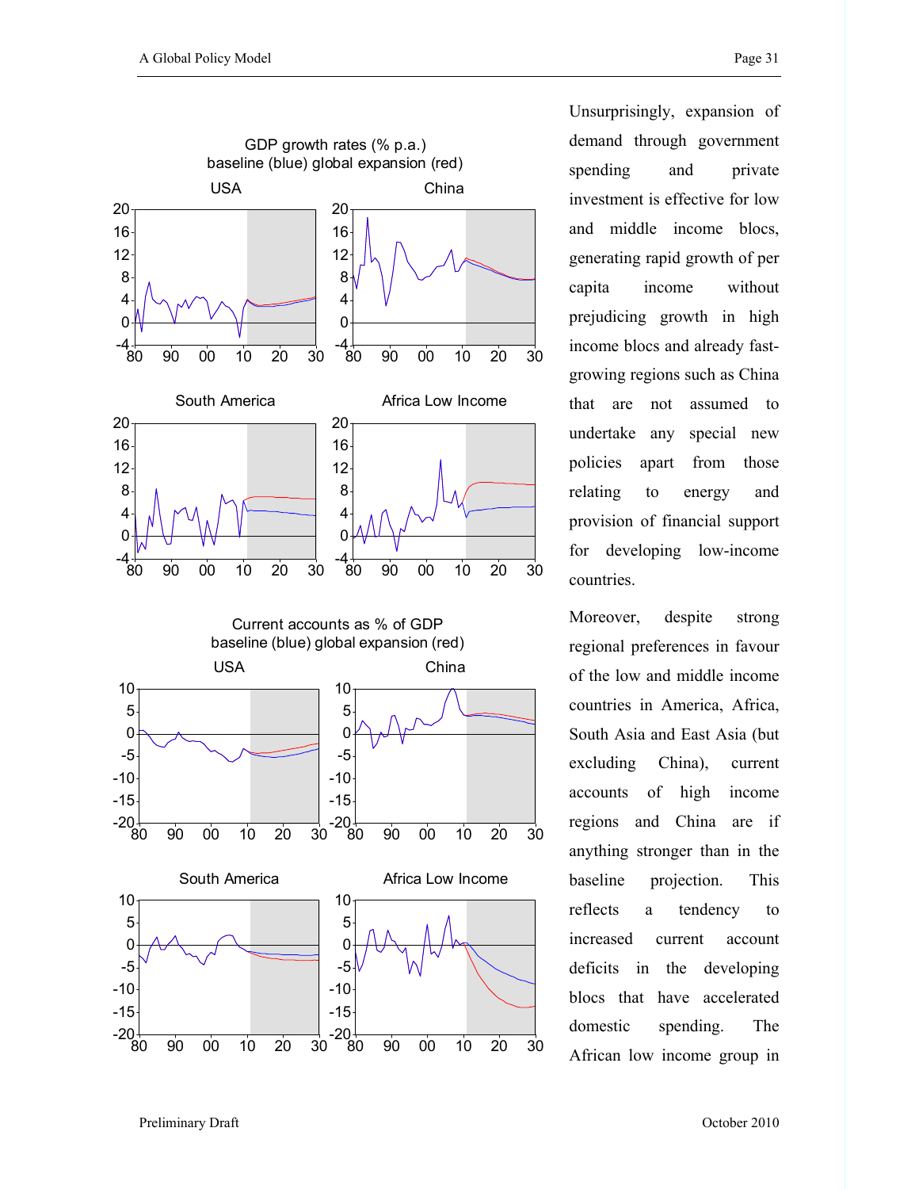GDP growth rates (% p.a.)
baseline (blue) global expansion (red)

USA | China | South America | Africa Low Income

Current accounts as % of GDP
baseline (blue) global expansion (red)

USA | China | South America | Africa Low Income

Unsurprisingly, expansion of demand through government spending and private investment is effective for low and middle income blocs, generating rapid growth of per capita income without prejudicing growth in high income blocs and already fast-growing regions such as China that are not assumed to undertake any special new policies apart from those relating to energy and provision of financial support for developing low-income countries.

Moreover, despite strong regional preferences in favour of the low and middle income countries in America, Africa, South Asia and East Asia (but excluding China), current accounts of high income regions and China are if anything stronger than in the baseline projection. This reflects a tendency to increased current account deficits in the developing blocs that have accelerated domestic spending. The African low income group in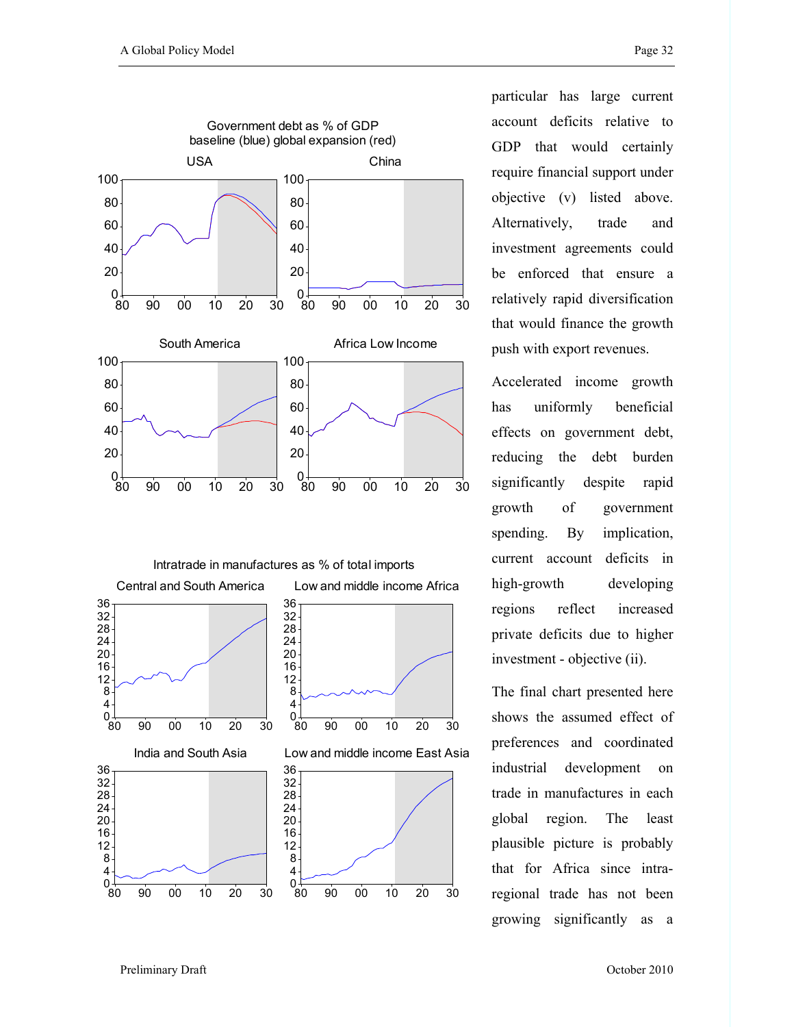particular has large current account deficits relative to GDP that would certainly require financial support under objective (v) listed above. Alternatively, trade and investment agreements could be enforced that ensure a relatively rapid diversification that would finance the growth push with export revenues.

Accelerated income growth has uniformly beneficial effects on government debt, reducing the debt burden significantly despite rapid growth of government spending. By implication, current account deficits in high-growth developing regions reflect increased private deficits due to higher investment - objective (ii).

The final chart presented here shows the assumed effect of preferences and coordinated industrial development on trade in manufactures in each global region. The least plausible picture is probably that for Africa since intra-regional trade has not been growing significantly as a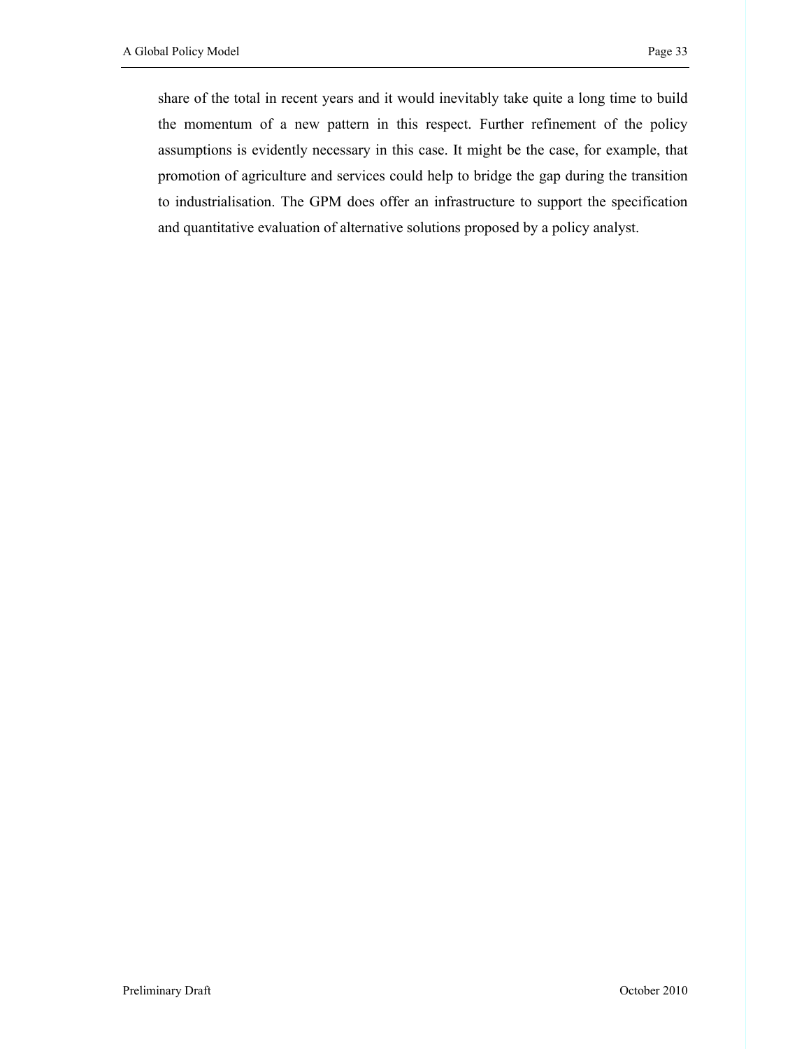share of the total in recent years and it would inevitably take quite a long time to build the momentum of a new pattern in this respect. Further refinement of the policy assumptions is evidently necessary in this case. It might be the case, for example, that promotion of agriculture and services could help to bridge the gap during the transition to industrialisation. The GPM does offer an infrastructure to support the specification and quantitative evaluation of alternative solutions proposed by a policy analyst.